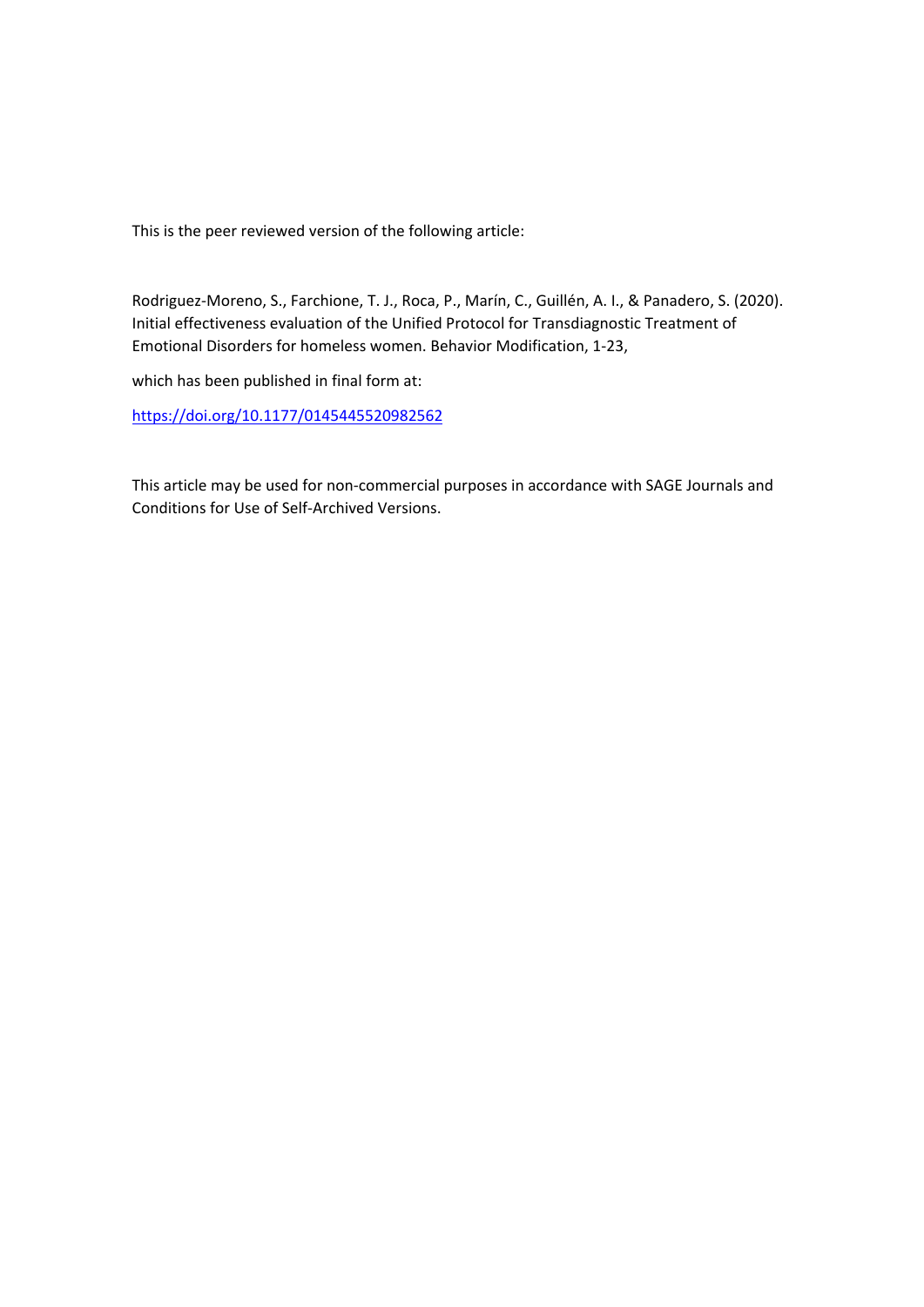This is the peer reviewed version of the following article:

Rodriguez-Moreno, S., Farchione, T. J., Roca, P., Marín, C., Guillén, A. I., & Panadero, S. (2020). Initial effectiveness evaluation of the Unified Protocol for Transdiagnostic Treatment of Emotional Disorders for homeless women. Behavior Modification, 1-23,

which has been published in final form at:

https://doi.org/10.1177/0145445520982562

This article may be used for non-commercial purposes in accordance with SAGE Journals and Conditions for Use of Self-Archived Versions.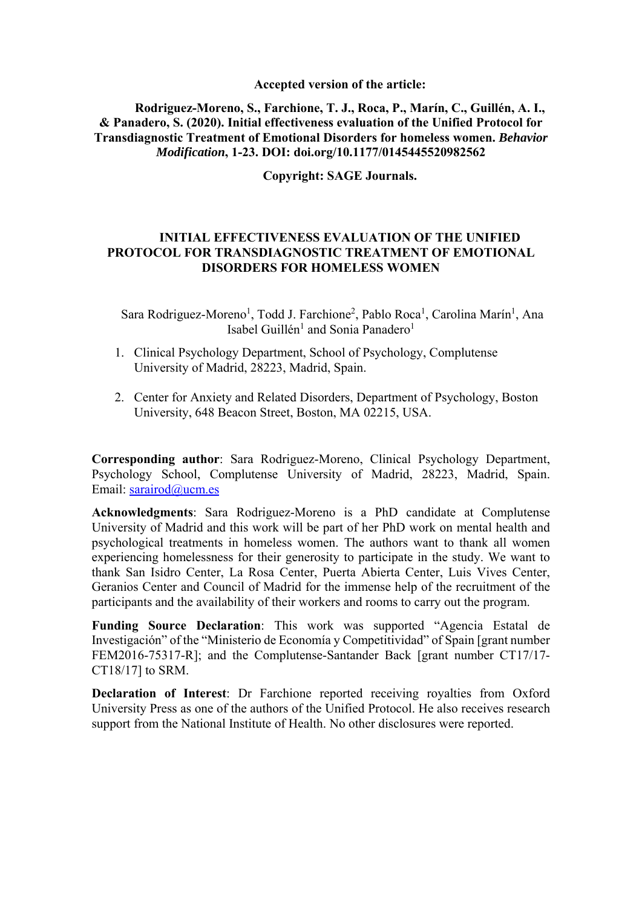**Accepted version of the article:**

**Rodriguez-Moreno, S., Farchione, T. J., Roca, P., Marín, C., Guillén, A. I., & Panadero, S. (2020). Initial effectiveness evaluation of the Unified Protocol for Transdiagnostic Treatment of Emotional Disorders for homeless women. *Behavior Modification*, 1-23. DOI: doi.org/10.1177/0145445520982562**

**Copyright: SAGE Journals.**

# INITIAL EFFECTIVENESS EVALUATION OF THE UNIFIED PROTOCOL FOR TRANSDIAGNOSTIC TREATMENT OF EMOTIONAL DISORDERS FOR HOMELESS WOMEN

Sara Rodriguez-Moreno[1], Todd J. Farchione[2], Pablo Roca[1], Carolina Marín[1], Ana Isabel Guillén[1] and Sonia Panadero[1]

1. Clinical Psychology Department, School of Psychology, Complutense University of Madrid, 28223, Madrid, Spain.

2. Center for Anxiety and Related Disorders, Department of Psychology, Boston University, 648 Beacon Street, Boston, MA 02215, USA.

**Corresponding author**: Sara Rodriguez-Moreno, Clinical Psychology Department, Psychology School, Complutense University of Madrid, 28223, Madrid, Spain. Email: sarairod@ucm.es

**Acknowledgments**: Sara Rodriguez-Moreno is a PhD candidate at Complutense University of Madrid and this work will be part of her PhD work on mental health and psychological treatments in homeless women. The authors want to thank all women experiencing homelessness for their generosity to participate in the study. We want to thank San Isidro Center, La Rosa Center, Puerta Abierta Center, Luis Vives Center, Geranios Center and Council of Madrid for the immense help of the recruitment of the participants and the availability of their workers and rooms to carry out the program.

**Funding Source Declaration**: This work was supported "Agencia Estatal de Investigación" of the "Ministerio de Economía y Competitividad" of Spain [grant number FEM2016-75317-R]; and the Complutense-Santander Back [grant number CT17/17-CT18/17] to SRM.

**Declaration of Interest**: Dr Farchione reported receiving royalties from Oxford University Press as one of the authors of the Unified Protocol. He also receives research support from the National Institute of Health. No other disclosures were reported.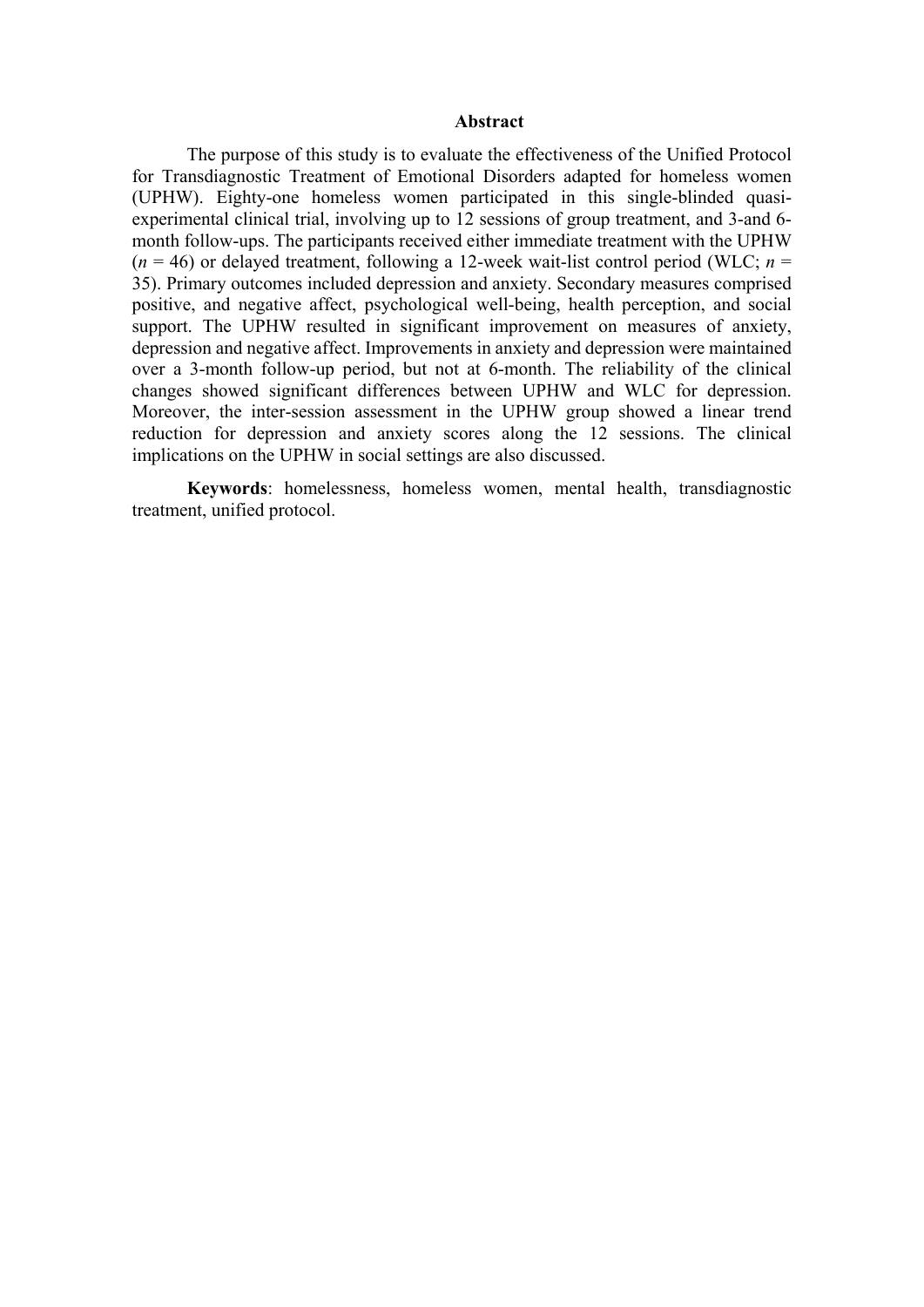## Abstract

The purpose of this study is to evaluate the effectiveness of the Unified Protocol for Transdiagnostic Treatment of Emotional Disorders adapted for homeless women (UPHW). Eighty-one homeless women participated in this single-blinded quasi-experimental clinical trial, involving up to 12 sessions of group treatment, and 3-and 6-month follow-ups. The participants received either immediate treatment with the UPHW ($n$ = 46) or delayed treatment, following a 12-week wait-list control period (WLC; $n$ = 35). Primary outcomes included depression and anxiety. Secondary measures comprised positive, and negative affect, psychological well-being, health perception, and social support. The UPHW resulted in significant improvement on measures of anxiety, depression and negative affect. Improvements in anxiety and depression were maintained over a 3-month follow-up period, but not at 6-month. The reliability of the clinical changes showed significant differences between UPHW and WLC for depression. Moreover, the inter-session assessment in the UPHW group showed a linear trend reduction for depression and anxiety scores along the 12 sessions. The clinical implications on the UPHW in social settings are also discussed.

**Keywords**: homelessness, homeless women, mental health, transdiagnostic treatment, unified protocol.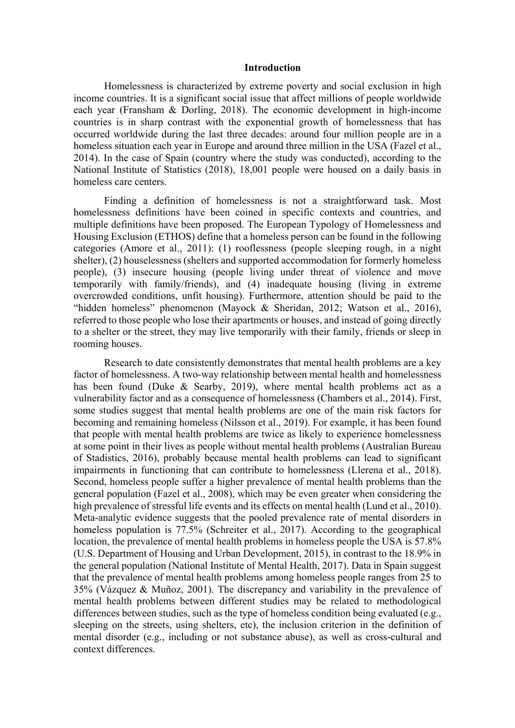## Introduction

Homelessness is characterized by extreme poverty and social exclusion in high income countries. It is a significant social issue that affect millions of people worldwide each year (Fransham & Dorling, 2018). The economic development in high-income countries is in sharp contrast with the exponential growth of homelessness that has occurred worldwide during the last three decades: around four million people are in a homeless situation each year in Europe and around three million in the USA (Fazel et al., 2014). In the case of Spain (country where the study was conducted), according to the National Institute of Statistics (2018), 18,001 people were housed on a daily basis in homeless care centers.

Finding a definition of homelessness is not a straightforward task. Most homelessness definitions have been coined in specific contexts and countries, and multiple definitions have been proposed. The European Typology of Homelessness and Housing Exclusion (ETHOS) define that a homeless person can be found in the following categories (Amore et al., 2011): (1) rooflessness (people sleeping rough, in a night shelter), (2) houselessness (shelters and supported accommodation for formerly homeless people), (3) insecure housing (people living under threat of violence and move temporarily with family/friends), and (4) inadequate housing (living in extreme overcrowded conditions, unfit housing). Furthermore, attention should be paid to the "hidden homeless" phenomenon (Mayock & Sheridan, 2012; Watson et al., 2016), referred to those people who lose their apartments or houses, and instead of going directly to a shelter or the street, they may live temporarily with their family, friends or sleep in rooming houses.

Research to date consistently demonstrates that mental health problems are a key factor of homelessness. A two-way relationship between mental health and homelessness has been found (Duke & Searby, 2019), where mental health problems act as a vulnerability factor and as a consequence of homelessness (Chambers et al., 2014). First, some studies suggest that mental health problems are one of the main risk factors for becoming and remaining homeless (Nilsson et al., 2019). For example, it has been found that people with mental health problems are twice as likely to experience homelessness at some point in their lives as people without mental health problems (Australian Bureau of Stadistics, 2016), probably because mental health problems can lead to significant impairments in functioning that can contribute to homelessness (Llerena et al., 2018). Second, homeless people suffer a higher prevalence of mental health problems than the general population (Fazel et al., 2008), which may be even greater when considering the high prevalence of stressful life events and its effects on mental health (Lund et al., 2010). Meta-analytic evidence suggests that the pooled prevalence rate of mental disorders in homeless population is 77.5% (Schreiter et al., 2017). According to the geographical location, the prevalence of mental health problems in homeless people the USA is 57.8% (U.S. Department of Housing and Urban Development, 2015), in contrast to the 18.9% in the general population (National Institute of Mental Health, 2017). Data in Spain suggest that the prevalence of mental health problems among homeless people ranges from 25 to 35% (Vázquez & Muñoz, 2001). The discrepancy and variability in the prevalence of mental health problems between different studies may be related to methodological differences between studies, such as the type of homeless condition being evaluated (e.g., sleeping on the streets, using shelters, etc), the inclusion criterion in the definition of mental disorder (e.g., including or not substance abuse), as well as cross-cultural and context differences.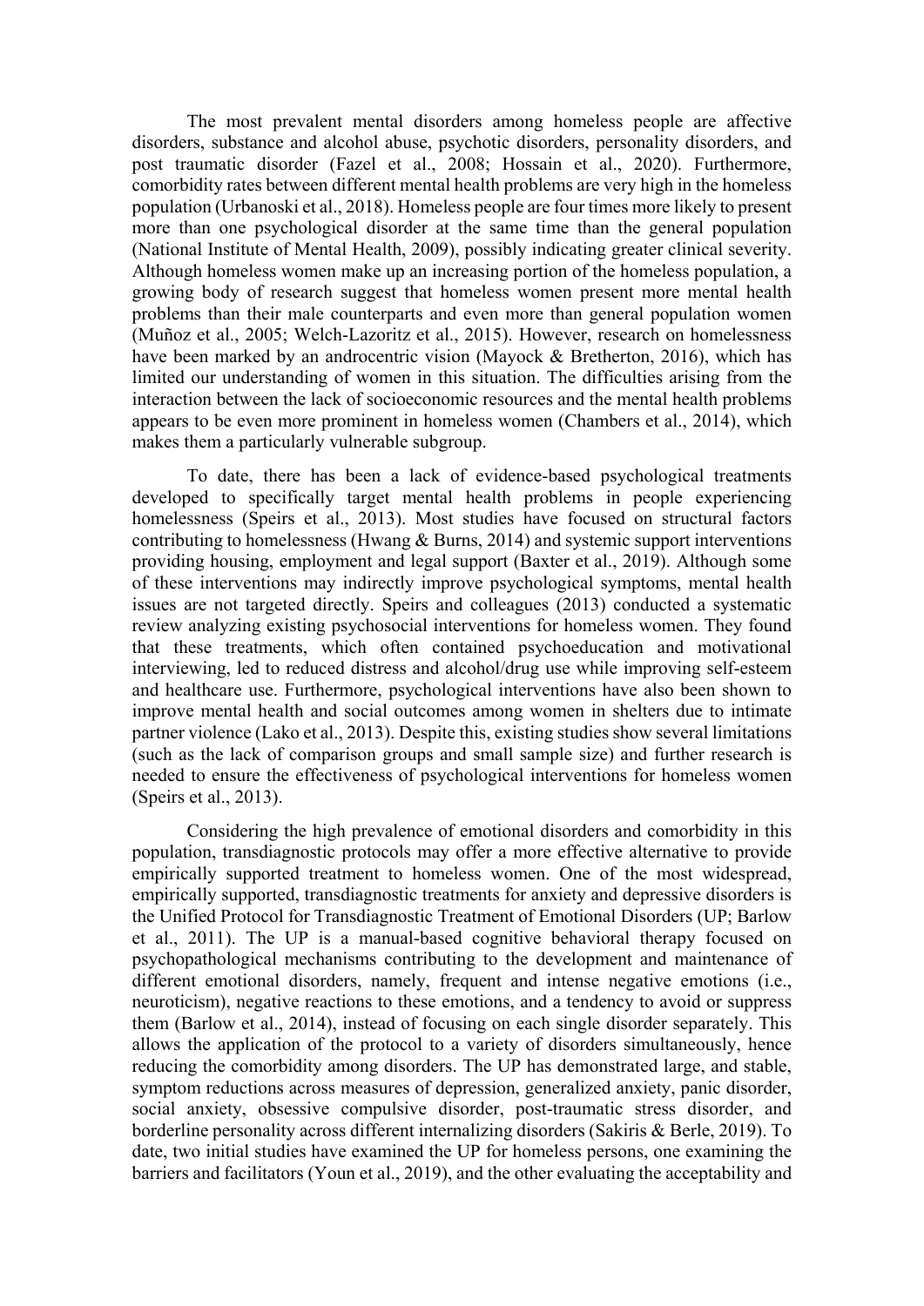The most prevalent mental disorders among homeless people are affective disorders, substance and alcohol abuse, psychotic disorders, personality disorders, and post traumatic disorder (Fazel et al., 2008; Hossain et al., 2020). Furthermore, comorbidity rates between different mental health problems are very high in the homeless population (Urbanoski et al., 2018). Homeless people are four times more likely to present more than one psychological disorder at the same time than the general population (National Institute of Mental Health, 2009), possibly indicating greater clinical severity. Although homeless women make up an increasing portion of the homeless population, a growing body of research suggest that homeless women present more mental health problems than their male counterparts and even more than general population women (Muñoz et al., 2005; Welch-Lazoritz et al., 2015). However, research on homelessness have been marked by an androcentric vision (Mayock & Bretherton, 2016), which has limited our understanding of women in this situation. The difficulties arising from the interaction between the lack of socioeconomic resources and the mental health problems appears to be even more prominent in homeless women (Chambers et al., 2014), which makes them a particularly vulnerable subgroup.

To date, there has been a lack of evidence-based psychological treatments developed to specifically target mental health problems in people experiencing homelessness (Speirs et al., 2013). Most studies have focused on structural factors contributing to homelessness (Hwang & Burns, 2014) and systemic support interventions providing housing, employment and legal support (Baxter et al., 2019). Although some of these interventions may indirectly improve psychological symptoms, mental health issues are not targeted directly. Speirs and colleagues (2013) conducted a systematic review analyzing existing psychosocial interventions for homeless women. They found that these treatments, which often contained psychoeducation and motivational interviewing, led to reduced distress and alcohol/drug use while improving self-esteem and healthcare use. Furthermore, psychological interventions have also been shown to improve mental health and social outcomes among women in shelters due to intimate partner violence (Lako et al., 2013). Despite this, existing studies show several limitations (such as the lack of comparison groups and small sample size) and further research is needed to ensure the effectiveness of psychological interventions for homeless women (Speirs et al., 2013).

Considering the high prevalence of emotional disorders and comorbidity in this population, transdiagnostic protocols may offer a more effective alternative to provide empirically supported treatment to homeless women. One of the most widespread, empirically supported, transdiagnostic treatments for anxiety and depressive disorders is the Unified Protocol for Transdiagnostic Treatment of Emotional Disorders (UP; Barlow et al., 2011). The UP is a manual-based cognitive behavioral therapy focused on psychopathological mechanisms contributing to the development and maintenance of different emotional disorders, namely, frequent and intense negative emotions (i.e., neuroticism), negative reactions to these emotions, and a tendency to avoid or suppress them (Barlow et al., 2014), instead of focusing on each single disorder separately. This allows the application of the protocol to a variety of disorders simultaneously, hence reducing the comorbidity among disorders. The UP has demonstrated large, and stable, symptom reductions across measures of depression, generalized anxiety, panic disorder, social anxiety, obsessive compulsive disorder, post-traumatic stress disorder, and borderline personality across different internalizing disorders (Sakiris & Berle, 2019). To date, two initial studies have examined the UP for homeless persons, one examining the barriers and facilitators (Youn et al., 2019), and the other evaluating the acceptability and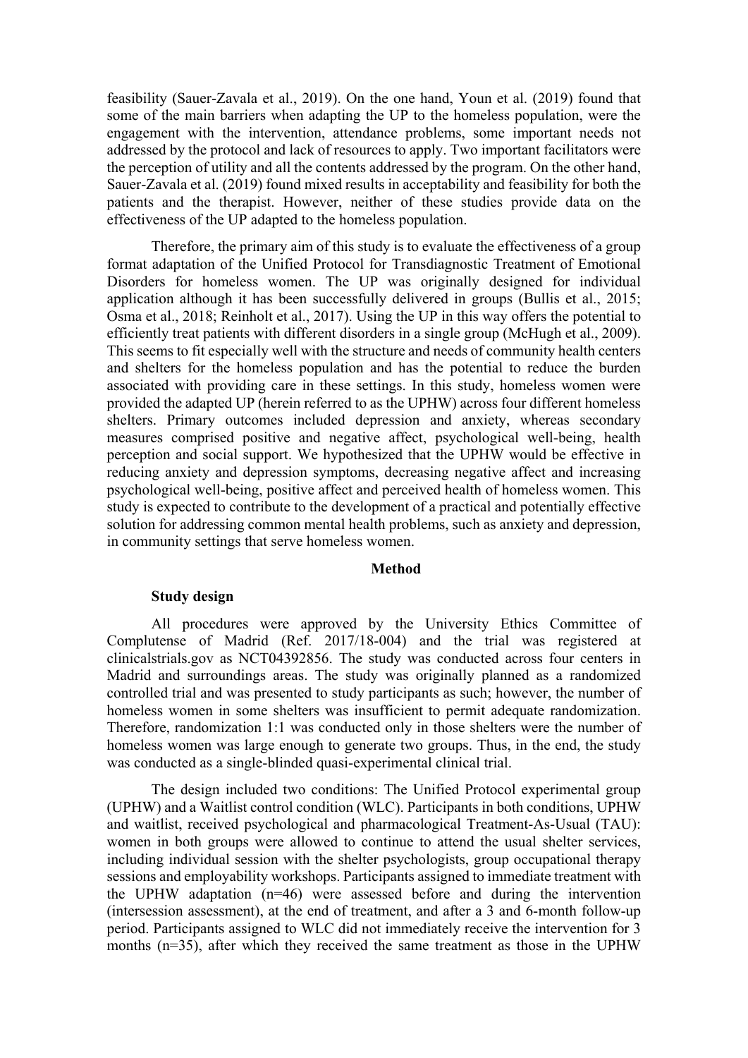feasibility (Sauer-Zavala et al., 2019). On the one hand, Youn et al. (2019) found that some of the main barriers when adapting the UP to the homeless population, were the engagement with the intervention, attendance problems, some important needs not addressed by the protocol and lack of resources to apply. Two important facilitators were the perception of utility and all the contents addressed by the program. On the other hand, Sauer-Zavala et al. (2019) found mixed results in acceptability and feasibility for both the patients and the therapist. However, neither of these studies provide data on the effectiveness of the UP adapted to the homeless population.

Therefore, the primary aim of this study is to evaluate the effectiveness of a group format adaptation of the Unified Protocol for Transdiagnostic Treatment of Emotional Disorders for homeless women. The UP was originally designed for individual application although it has been successfully delivered in groups (Bullis et al., 2015; Osma et al., 2018; Reinholt et al., 2017). Using the UP in this way offers the potential to efficiently treat patients with different disorders in a single group (McHugh et al., 2009). This seems to fit especially well with the structure and needs of community health centers and shelters for the homeless population and has the potential to reduce the burden associated with providing care in these settings. In this study, homeless women were provided the adapted UP (herein referred to as the UPHW) across four different homeless shelters. Primary outcomes included depression and anxiety, whereas secondary measures comprised positive and negative affect, psychological well-being, health perception and social support. We hypothesized that the UPHW would be effective in reducing anxiety and depression symptoms, decreasing negative affect and increasing psychological well-being, positive affect and perceived health of homeless women. This study is expected to contribute to the development of a practical and potentially effective solution for addressing common mental health problems, such as anxiety and depression, in community settings that serve homeless women.

## Method

### Study design

All procedures were approved by the University Ethics Committee of Complutense of Madrid (Ref. 2017/18-004) and the trial was registered at clinicalstrials.gov as NCT04392856. The study was conducted across four centers in Madrid and surroundings areas. The study was originally planned as a randomized controlled trial and was presented to study participants as such; however, the number of homeless women in some shelters was insufficient to permit adequate randomization. Therefore, randomization 1:1 was conducted only in those shelters were the number of homeless women was large enough to generate two groups. Thus, in the end, the study was conducted as a single-blinded quasi-experimental clinical trial.

The design included two conditions: The Unified Protocol experimental group (UPHW) and a Waitlist control condition (WLC). Participants in both conditions, UPHW and waitlist, received psychological and pharmacological Treatment-As-Usual (TAU): women in both groups were allowed to continue to attend the usual shelter services, including individual session with the shelter psychologists, group occupational therapy sessions and employability workshops. Participants assigned to immediate treatment with the UPHW adaptation (n=46) were assessed before and during the intervention (intersession assessment), at the end of treatment, and after a 3 and 6-month follow-up period. Participants assigned to WLC did not immediately receive the intervention for 3 months (n=35), after which they received the same treatment as those in the UPHW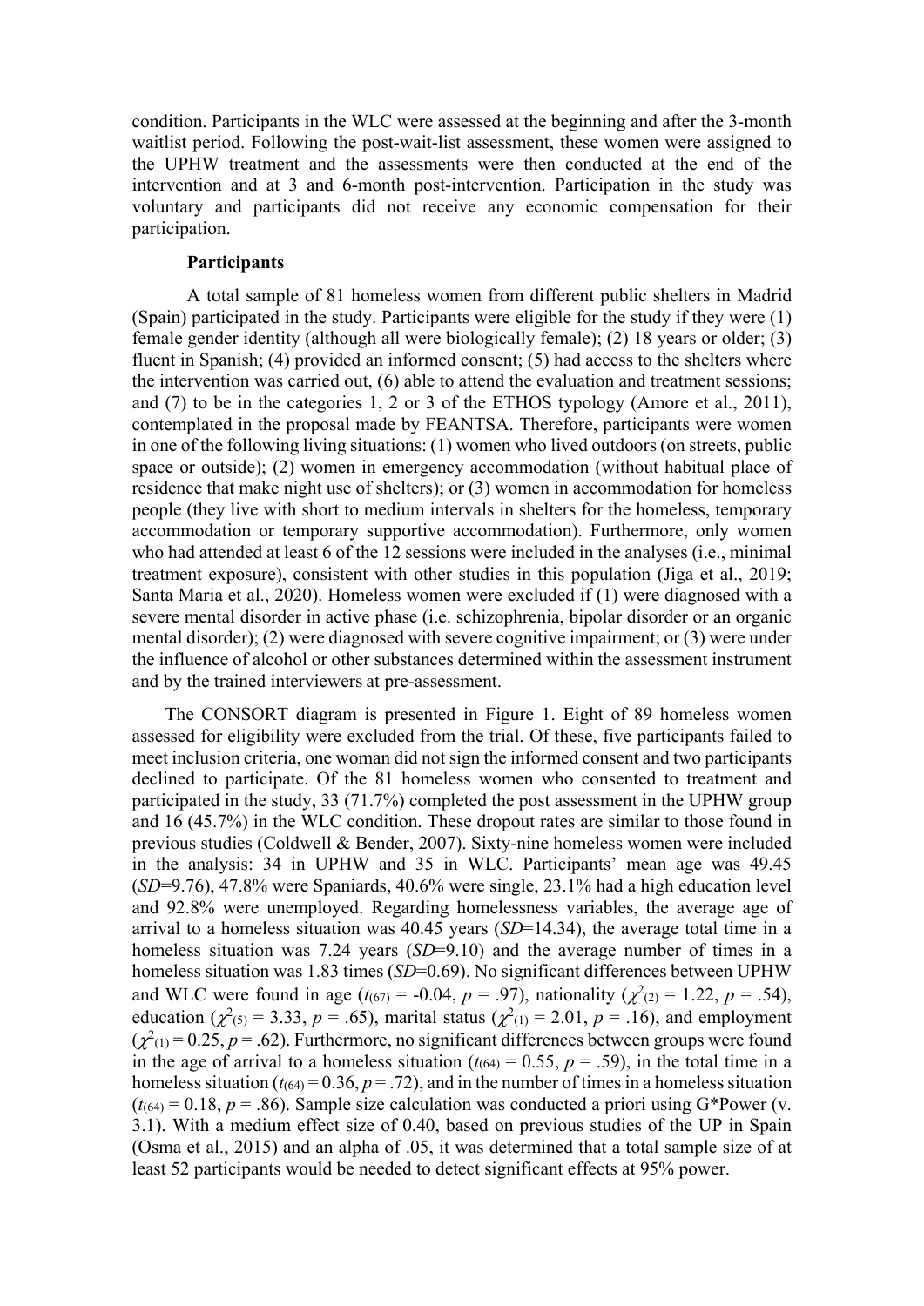condition. Participants in the WLC were assessed at the beginning and after the 3-month waitlist period. Following the post-wait-list assessment, these women were assigned to the UPHW treatment and the assessments were then conducted at the end of the intervention and at 3 and 6-month post-intervention. Participation in the study was voluntary and participants did not receive any economic compensation for their participation.

**Participants**

A total sample of 81 homeless women from different public shelters in Madrid (Spain) participated in the study. Participants were eligible for the study if they were (1) female gender identity (although all were biologically female); (2) 18 years or older; (3) fluent in Spanish; (4) provided an informed consent; (5) had access to the shelters where the intervention was carried out, (6) able to attend the evaluation and treatment sessions; and (7) to be in the categories 1, 2 or 3 of the ETHOS typology (Amore et al., 2011), contemplated in the proposal made by FEANTSA. Therefore, participants were women in one of the following living situations: (1) women who lived outdoors (on streets, public space or outside); (2) women in emergency accommodation (without habitual place of residence that make night use of shelters); or (3) women in accommodation for homeless people (they live with short to medium intervals in shelters for the homeless, temporary accommodation or temporary supportive accommodation). Furthermore, only women who had attended at least 6 of the 12 sessions were included in the analyses (i.e., minimal treatment exposure), consistent with other studies in this population (Jiga et al., 2019; Santa Maria et al., 2020). Homeless women were excluded if (1) were diagnosed with a severe mental disorder in active phase (i.e. schizophrenia, bipolar disorder or an organic mental disorder); (2) were diagnosed with severe cognitive impairment; or (3) were under the influence of alcohol or other substances determined within the assessment instrument and by the trained interviewers at pre-assessment.

The CONSORT diagram is presented in Figure 1. Eight of 89 homeless women assessed for eligibility were excluded from the trial. Of these, five participants failed to meet inclusion criteria, one woman did not sign the informed consent and two participants declined to participate. Of the 81 homeless women who consented to treatment and participated in the study, 33 (71.7%) completed the post assessment in the UPHW group and 16 (45.7%) in the WLC condition. These dropout rates are similar to those found in previous studies (Coldwell & Bender, 2007). Sixty-nine homeless women were included in the analysis: 34 in UPHW and 35 in WLC. Participants' mean age was 49.45 (*SD*=9.76), 47.8% were Spaniards, 40.6% were single, 23.1% had a high education level and 92.8% were unemployed. Regarding homelessness variables, the average age of arrival to a homeless situation was 40.45 years (*SD*=14.34), the average total time in a homeless situation was 7.24 years (*SD*=9.10) and the average number of times in a homeless situation was 1.83 times (*SD*=0.69). No significant differences between UPHW and WLC were found in age ($t_{(67)}$ = -0.04, $p$ = .97), nationality ($\chi^2_{(2)}$ = 1.22, $p$ = .54), education ($\chi^2_{(5)}$ = 3.33, $p$ = .65), marital status ($\chi^2_{(1)}$ = 2.01, $p$ = .16), and employment ($\chi^2_{(1)}$ = 0.25, $p$ = .62). Furthermore, no significant differences between groups were found in the age of arrival to a homeless situation ($t_{(64)}$ = 0.55, $p$ = .59), in the total time in a homeless situation ($t_{(64)}$ = 0.36, $p$ = .72), and in the number of times in a homeless situation ($t_{(64)}$ = 0.18, $p$ = .86). Sample size calculation was conducted a priori using G*Power (v. 3.1). With a medium effect size of 0.40, based on previous studies of the UP in Spain (Osma et al., 2015) and an alpha of .05, it was determined that a total sample size of at least 52 participants would be needed to detect significant effects at 95% power.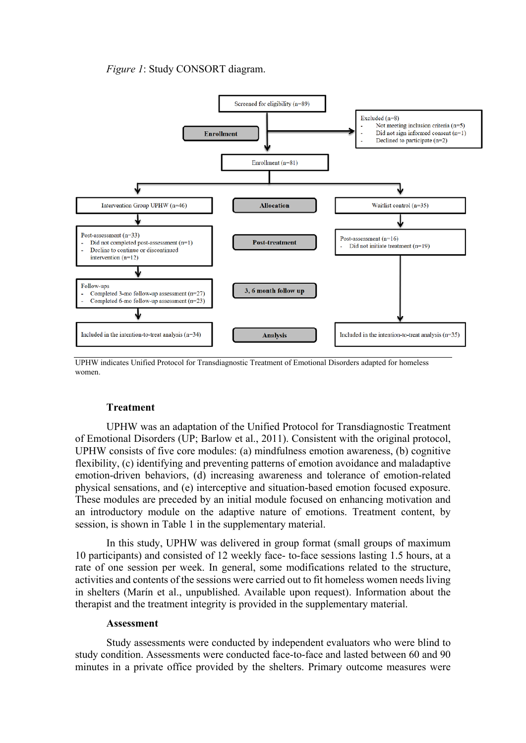*Figure 1*: Study CONSORT diagram.

Screened for eligibility (n=89)

Enrollment

Excluded (n=8)
- Not meeting inclusion criteria (n=5)
- Did not sign informed consent (n=1)
- Declined to participate (n=2)

Enrollment (n=81)

Intervention Group UPHW (n=46)

Allocation

Waitlist control (n=35)

Post-assessment (n=33)
- Did not completed post-assessment (n=1)
- Decline to continue or discontinued intervention (n=12)

Post-treatment

Post-assessment (n=16)
- Did not initiate treatment (n=19)

Follow-ups
- Completed 3-mo follow-up assessment (n=27)
- Completed 6-mo follow-up assessment (n=23)

3, 6 month follow up

Included in the intention-to-treat analysis (n=34)

Analysis

Included in the intention-to-treat analysis (n=35)

UPHW indicates Unified Protocol for Transdiagnostic Treatment of Emotional Disorders adapted for homeless women.

## Treatment

UPHW was an adaptation of the Unified Protocol for Transdiagnostic Treatment of Emotional Disorders (UP; Barlow et al., 2011). Consistent with the original protocol, UPHW consists of five core modules: (a) mindfulness emotion awareness, (b) cognitive flexibility, (c) identifying and preventing patterns of emotion avoidance and maladaptive emotion-driven behaviors, (d) increasing awareness and tolerance of emotion-related physical sensations, and (e) interceptive and situation-based emotion focused exposure. These modules are preceded by an initial module focused on enhancing motivation and an introductory module on the adaptive nature of emotions. Treatment content, by session, is shown in Table 1 in the supplementary material.

In this study, UPHW was delivered in group format (small groups of maximum 10 participants) and consisted of 12 weekly face- to-face sessions lasting 1.5 hours, at a rate of one session per week. In general, some modifications related to the structure, activities and contents of the sessions were carried out to fit homeless women needs living in shelters (Marín et al., unpublished. Available upon request). Information about the therapist and the treatment integrity is provided in the supplementary material.

## Assessment

Study assessments were conducted by independent evaluators who were blind to study condition. Assessments were conducted face-to-face and lasted between 60 and 90 minutes in a private office provided by the shelters. Primary outcome measures were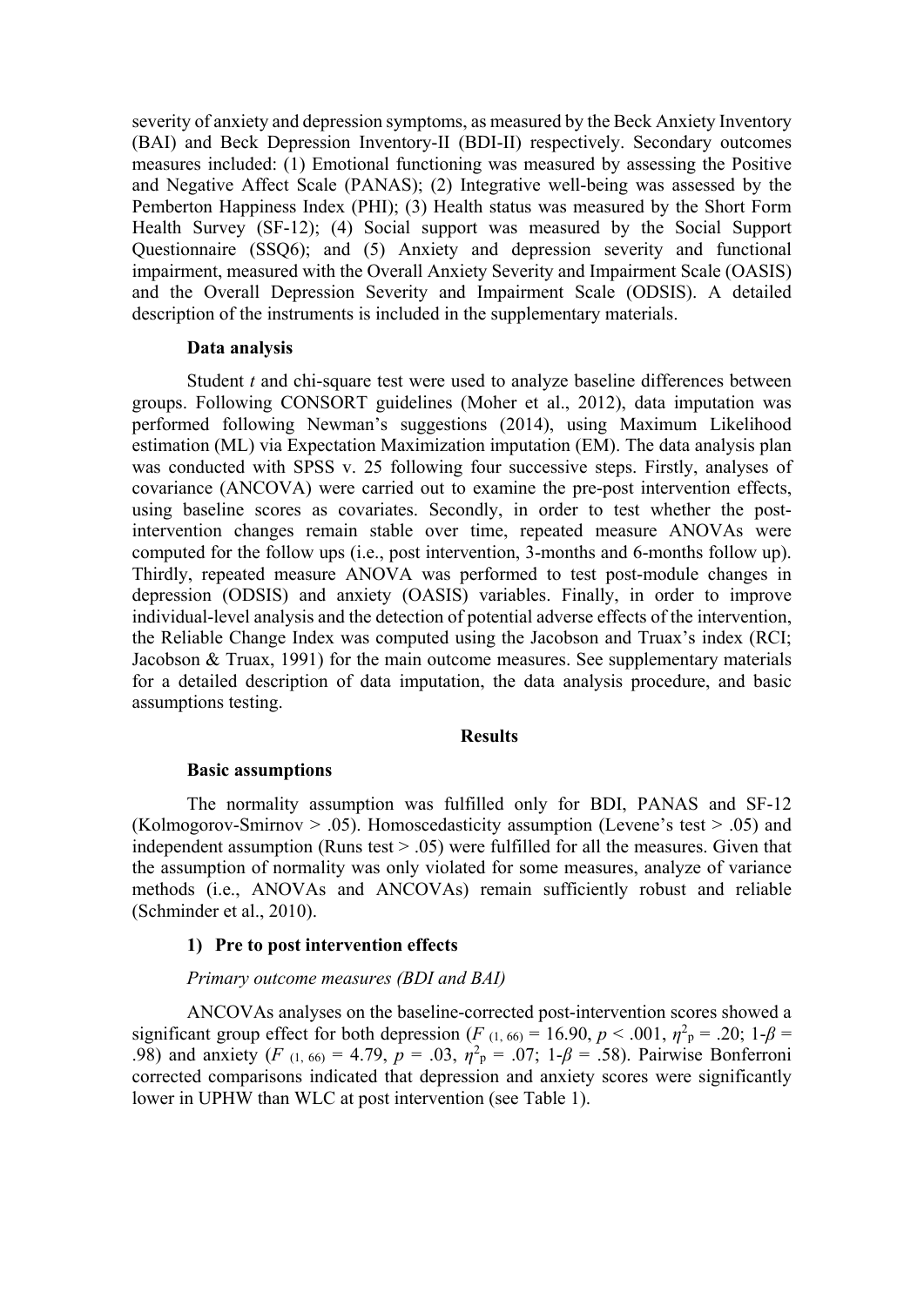severity of anxiety and depression symptoms, as measured by the Beck Anxiety Inventory (BAI) and Beck Depression Inventory-II (BDI-II) respectively. Secondary outcomes measures included: (1) Emotional functioning was measured by assessing the Positive and Negative Affect Scale (PANAS); (2) Integrative well-being was assessed by the Pemberton Happiness Index (PHI); (3) Health status was measured by the Short Form Health Survey (SF-12); (4) Social support was measured by the Social Support Questionnaire (SSQ6); and (5) Anxiety and depression severity and functional impairment, measured with the Overall Anxiety Severity and Impairment Scale (OASIS) and the Overall Depression Severity and Impairment Scale (ODSIS). A detailed description of the instruments is included in the supplementary materials.

**Data analysis**

Student *t* and chi-square test were used to analyze baseline differences between groups. Following CONSORT guidelines (Moher et al., 2012), data imputation was performed following Newman's suggestions (2014), using Maximum Likelihood estimation (ML) via Expectation Maximization imputation (EM). The data analysis plan was conducted with SPSS v. 25 following four successive steps. Firstly, analyses of covariance (ANCOVA) were carried out to examine the pre-post intervention effects, using baseline scores as covariates. Secondly, in order to test whether the post-intervention changes remain stable over time, repeated measure ANOVAs were computed for the follow ups (i.e., post intervention, 3-months and 6-months follow up). Thirdly, repeated measure ANOVA was performed to test post-module changes in depression (ODSIS) and anxiety (OASIS) variables. Finally, in order to improve individual-level analysis and the detection of potential adverse effects of the intervention, the Reliable Change Index was computed using the Jacobson and Truax's index (RCI; Jacobson & Truax, 1991) for the main outcome measures. See supplementary materials for a detailed description of data imputation, the data analysis procedure, and basic assumptions testing.

## Results

**Basic assumptions**

The normality assumption was fulfilled only for BDI, PANAS and SF-12 (Kolmogorov-Smirnov > .05). Homoscedasticity assumption (Levene's test > .05) and independent assumption (Runs test > .05) were fulfilled for all the measures. Given that the assumption of normality was only violated for some measures, analyze of variance methods (i.e., ANOVAs and ANCOVAs) remain sufficiently robust and reliable (Schminder et al., 2010).

**1) Pre to post intervention effects**

*Primary outcome measures (BDI and BAI)*

ANCOVAs analyses on the baseline-corrected post-intervention scores showed a significant group effect for both depression ($F_{(1, 66)} = 16.90$, $p < .001$, $\eta^2_p = .20$; $1\text{-}\beta = .98$) and anxiety ($F_{(1, 66)} = 4.79$, $p = .03$, $\eta^2_p = .07$; $1\text{-}\beta = .58$). Pairwise Bonferroni corrected comparisons indicated that depression and anxiety scores were significantly lower in UPHW than WLC at post intervention (see Table 1).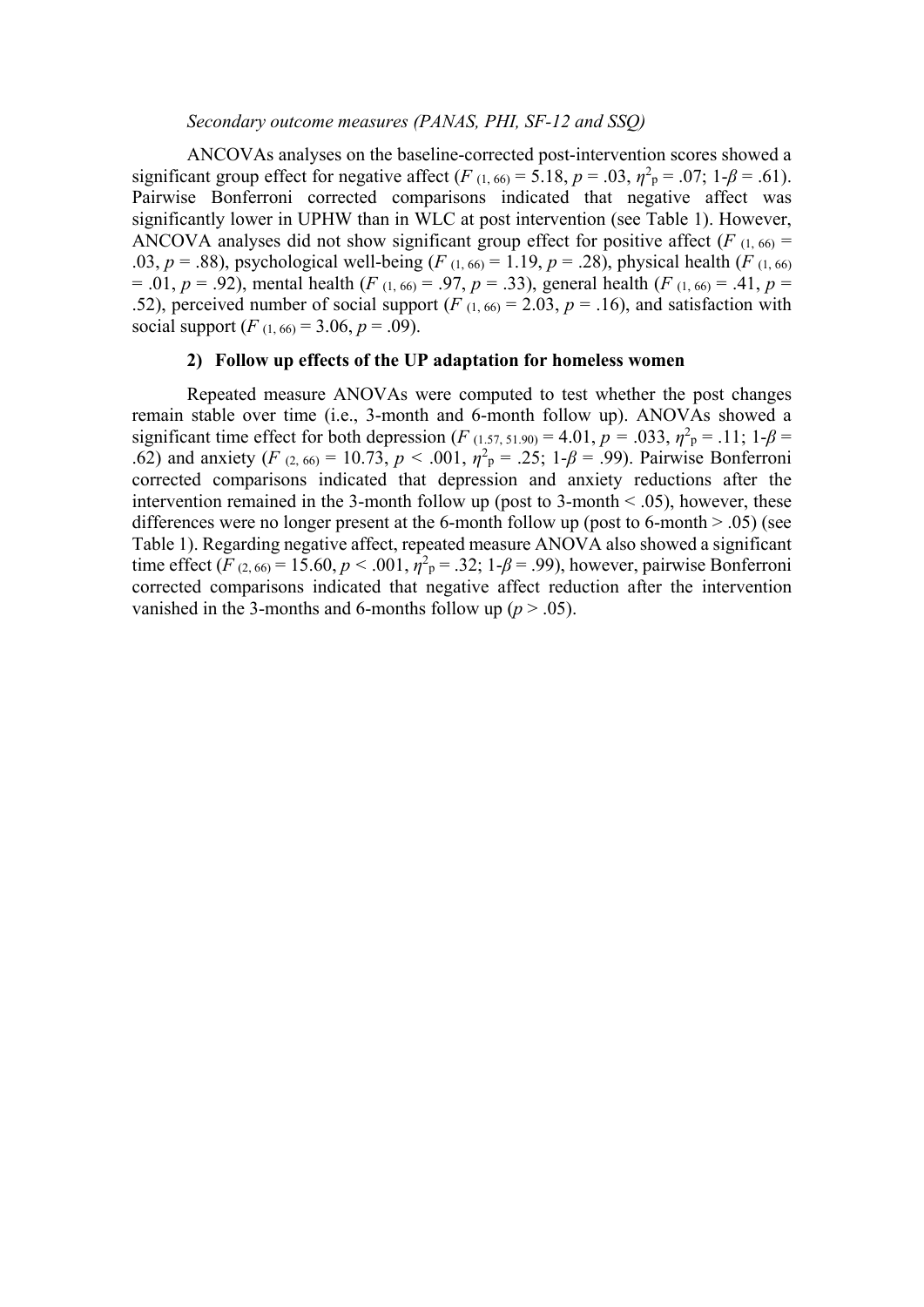*Secondary outcome measures (PANAS, PHI, SF-12 and SSQ)*

ANCOVAs analyses on the baseline-corrected post-intervention scores showed a significant group effect for negative affect ($F_{(1, 66)} = 5.18$, $p = .03$, $\eta^2_p = .07$; $1\text{-}\beta = .61$). Pairwise Bonferroni corrected comparisons indicated that negative affect was significantly lower in UPHW than in WLC at post intervention (see Table 1). However, ANCOVA analyses did not show significant group effect for positive affect ($F_{(1, 66)} = .03$, $p = .88$), psychological well-being ($F_{(1, 66)} = 1.19$, $p = .28$), physical health ($F_{(1, 66)} = .01$, $p = .92$), mental health ($F_{(1, 66)} = .97$, $p = .33$), general health ($F_{(1, 66)} = .41$, $p = .52$), perceived number of social support ($F_{(1, 66)} = 2.03$, $p = .16$), and satisfaction with social support ($F_{(1, 66)} = 3.06$, $p = .09$).

**2) Follow up effects of the UP adaptation for homeless women**

Repeated measure ANOVAs were computed to test whether the post changes remain stable over time (i.e., 3-month and 6-month follow up). ANOVAs showed a significant time effect for both depression ($F_{(1.57, 51.90)} = 4.01$, $p = .033$, $\eta^2_p = .11$; $1\text{-}\beta = .62$) and anxiety ($F_{(2, 66)} = 10.73$, $p < .001$, $\eta^2_p = .25$; $1\text{-}\beta = .99$). Pairwise Bonferroni corrected comparisons indicated that depression and anxiety reductions after the intervention remained in the 3-month follow up (post to 3-month $< .05$), however, these differences were no longer present at the 6-month follow up (post to 6-month $> .05$) (see Table 1). Regarding negative affect, repeated measure ANOVA also showed a significant time effect ($F_{(2, 66)} = 15.60$, $p < .001$, $\eta^2_p = .32$; $1\text{-}\beta = .99$), however, pairwise Bonferroni corrected comparisons indicated that negative affect reduction after the intervention vanished in the 3-months and 6-months follow up ($p > .05$).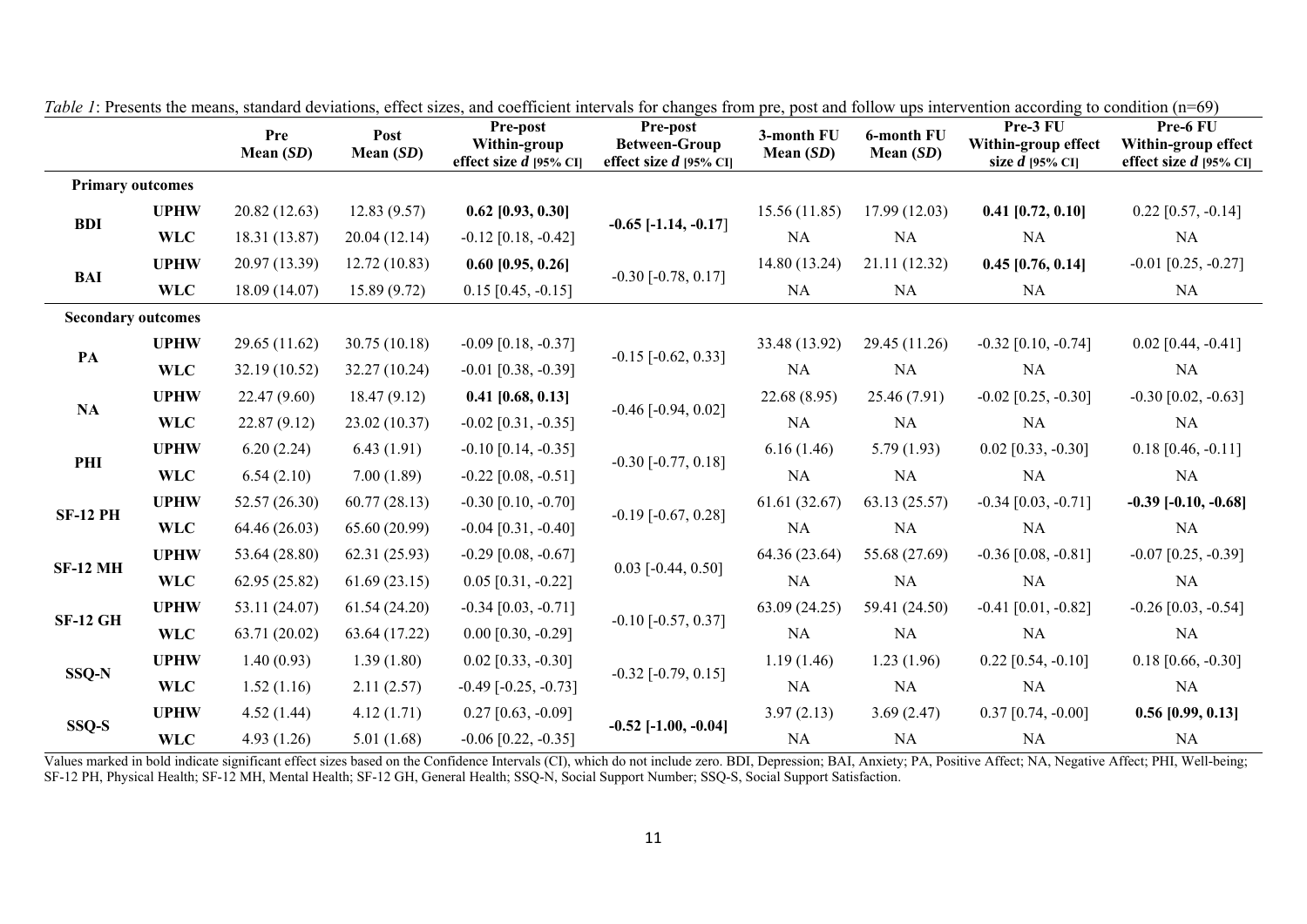*Table 1*: Presents the means, standard deviations, effect sizes, and coefficient intervals for changes from pre, post and follow ups intervention according to condition (n=69)

| | | Pre Mean (*SD*) | Post Mean (*SD*) | Pre-post Within-group effect size *d* [95% CI] | Pre-post Between-Group effect size *d* [95% CI] | 3-month FU Mean (*SD*) | 6-month FU Mean (*SD*) | Pre-3 FU Within-group effect size *d* [95% CI] | Pre-6 FU Within-group effect size *d* [95% CI] |
|---|---|---|---|---|---|---|---|---|---|
| **Primary outcomes** | | | | | | | | | |
| **BDI** | **UPHW** | 20.82 (12.63) | 12.83 (9.57) | **0.62 [0.93, 0.30]** | **-0.65 [-1.14, -0.17]** | 15.56 (11.85) | 17.99 (12.03) | **0.41 [0.72, 0.10]** | 0.22 [0.57, -0.14] |
| | **WLC** | 18.31 (13.87) | 20.04 (12.14) | -0.12 [0.18, -0.42] | | NA | NA | NA | NA |
| **BAI** | **UPHW** | 20.97 (13.39) | 12.72 (10.83) | **0.60 [0.95, 0.26]** | -0.30 [-0.78, 0.17] | 14.80 (13.24) | 21.11 (12.32) | **0.45 [0.76, 0.14]** | -0.01 [0.25, -0.27] |
| | **WLC** | 18.09 (14.07) | 15.89 (9.72) | 0.15 [0.45, -0.15] | | NA | NA | NA | NA |
| **Secondary outcomes** | | | | | | | | | |
| **PA** | **UPHW** | 29.65 (11.62) | 30.75 (10.18) | -0.09 [0.18, -0.37] | -0.15 [-0.62, 0.33] | 33.48 (13.92) | 29.45 (11.26) | -0.32 [0.10, -0.74] | 0.02 [0.44, -0.41] |
| | **WLC** | 32.19 (10.52) | 32.27 (10.24) | -0.01 [0.38, -0.39] | | NA | NA | NA | NA |
| **NA** | **UPHW** | 22.47 (9.60) | 18.47 (9.12) | **0.41 [0.68, 0.13]** | -0.46 [-0.94, 0.02] | 22.68 (8.95) | 25.46 (7.91) | -0.02 [0.25, -0.30] | -0.30 [0.02, -0.63] |
| | **WLC** | 22.87 (9.12) | 23.02 (10.37) | -0.02 [0.31, -0.35] | | NA | NA | NA | NA |
| **PHI** | **UPHW** | 6.20 (2.24) | 6.43 (1.91) | -0.10 [0.14, -0.35] | -0.30 [-0.77, 0.18] | 6.16 (1.46) | 5.79 (1.93) | 0.02 [0.33, -0.30] | 0.18 [0.46, -0.11] |
| | **WLC** | 6.54 (2.10) | 7.00 (1.89) | -0.22 [0.08, -0.51] | | NA | NA | NA | NA |
| **SF-12 PH** | **UPHW** | 52.57 (26.30) | 60.77 (28.13) | -0.30 [0.10, -0.70] | -0.19 [-0.67, 0.28] | 61.61 (32.67) | 63.13 (25.57) | -0.34 [0.03, -0.71] | **-0.39 [-0.10, -0.68]** |
| | **WLC** | 64.46 (26.03) | 65.60 (20.99) | -0.04 [0.31, -0.40] | | NA | NA | NA | NA |
| **SF-12 MH** | **UPHW** | 53.64 (28.80) | 62.31 (25.93) | -0.29 [0.08, -0.67] | 0.03 [-0.44, 0.50] | 64.36 (23.64) | 55.68 (27.69) | -0.36 [0.08, -0.81] | -0.07 [0.25, -0.39] |
| | **WLC** | 62.95 (25.82) | 61.69 (23.15) | 0.05 [0.31, -0.22] | | NA | NA | NA | NA |
| **SF-12 GH** | **UPHW** | 53.11 (24.07) | 61.54 (24.20) | -0.34 [0.03, -0.71] | -0.10 [-0.57, 0.37] | 63.09 (24.25) | 59.41 (24.50) | -0.41 [0.01, -0.82] | -0.26 [0.03, -0.54] |
| | **WLC** | 63.71 (20.02) | 63.64 (17.22) | 0.00 [0.30, -0.29] | | NA | NA | NA | NA |
| **SSQ-N** | **UPHW** | 1.40 (0.93) | 1.39 (1.80) | 0.02 [0.33, -0.30] | -0.32 [-0.79, 0.15] | 1.19 (1.46) | 1.23 (1.96) | 0.22 [0.54, -0.10] | 0.18 [0.66, -0.30] |
| | **WLC** | 1.52 (1.16) | 2.11 (2.57) | -0.49 [-0.25, -0.73] | | NA | NA | NA | NA |
| **SSQ-S** | **UPHW** | 4.52 (1.44) | 4.12 (1.71) | 0.27 [0.63, -0.09] | **-0.52 [-1.00, -0.04]** | 3.97 (2.13) | 3.69 (2.47) | 0.37 [0.74, -0.00] | **0.56 [0.99, 0.13]** |
| | **WLC** | 4.93 (1.26) | 5.01 (1.68) | -0.06 [0.22, -0.35] | | NA | NA | NA | NA |

Values marked in bold indicate significant effect sizes based on the Confidence Intervals (CI), which do not include zero. BDI, Depression; BAI, Anxiety; PA, Positive Affect; NA, Negative Affect; PHI, Well-being; SF-12 PH, Physical Health; SF-12 MH, Mental Health; SF-12 GH, General Health; SSQ-N, Social Support Number; SSQ-S, Social Support Satisfaction.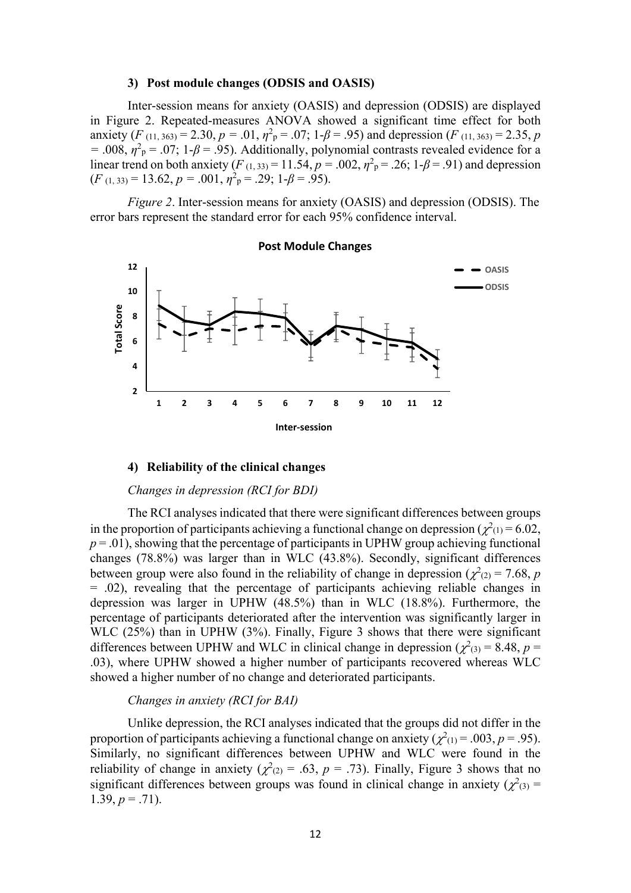### 3) Post module changes (ODSIS and OASIS)

Inter-session means for anxiety (OASIS) and depression (ODSIS) are displayed in Figure 2. Repeated-measures ANOVA showed a significant time effect for both anxiety ($F_{(11, 363)} = 2.30$, $p = .01$, $\eta^2_p = .07$; 1-$\beta = .95$) and depression ($F_{(11, 363)} = 2.35$, $p = .008$, $\eta^2_p = .07$; 1-$\beta = .95$). Additionally, polynomial contrasts revealed evidence for a linear trend on both anxiety ($F_{(1, 33)} = 11.54$, $p = .002$, $\eta^2_p = .26$; 1-$\beta = .91$) and depression ($F_{(1, 33)} = 13.62$, $p = .001$, $\eta^2_p = .29$; 1-$\beta = .95$).

*Figure 2*. Inter-session means for anxiety (OASIS) and depression (ODSIS). The error bars represent the standard error for each 95% confidence interval.

### 4) Reliability of the clinical changes

*Changes in depression (RCI for BDI)*

The RCI analyses indicated that there were significant differences between groups in the proportion of participants achieving a functional change on depression ($\chi^2_{(1)} = 6.02$, $p = .01$), showing that the percentage of participants in UPHW group achieving functional changes (78.8%) was larger than in WLC (43.8%). Secondly, significant differences between group were also found in the reliability of change in depression ($\chi^2_{(2)} = 7.68$, $p = .02$), revealing that the percentage of participants achieving reliable changes in depression was larger in UPHW (48.5%) than in WLC (18.8%). Furthermore, the percentage of participants deteriorated after the intervention was significantly larger in WLC (25%) than in UPHW (3%). Finally, Figure 3 shows that there were significant differences between UPHW and WLC in clinical change in depression ($\chi^2_{(3)} = 8.48$, $p = .03$), where UPHW showed a higher number of participants recovered whereas WLC showed a higher number of no change and deteriorated participants.

*Changes in anxiety (RCI for BAI)*

Unlike depression, the RCI analyses indicated that the groups did not differ in the proportion of participants achieving a functional change on anxiety ($\chi^2_{(1)} = .003$, $p = .95$). Similarly, no significant differences between UPHW and WLC were found in the reliability of change in anxiety ($\chi^2_{(2)} = .63$, $p = .73$). Finally, Figure 3 shows that no significant differences between groups was found in clinical change in anxiety ($\chi^2_{(3)} = 1.39$, $p = .71$).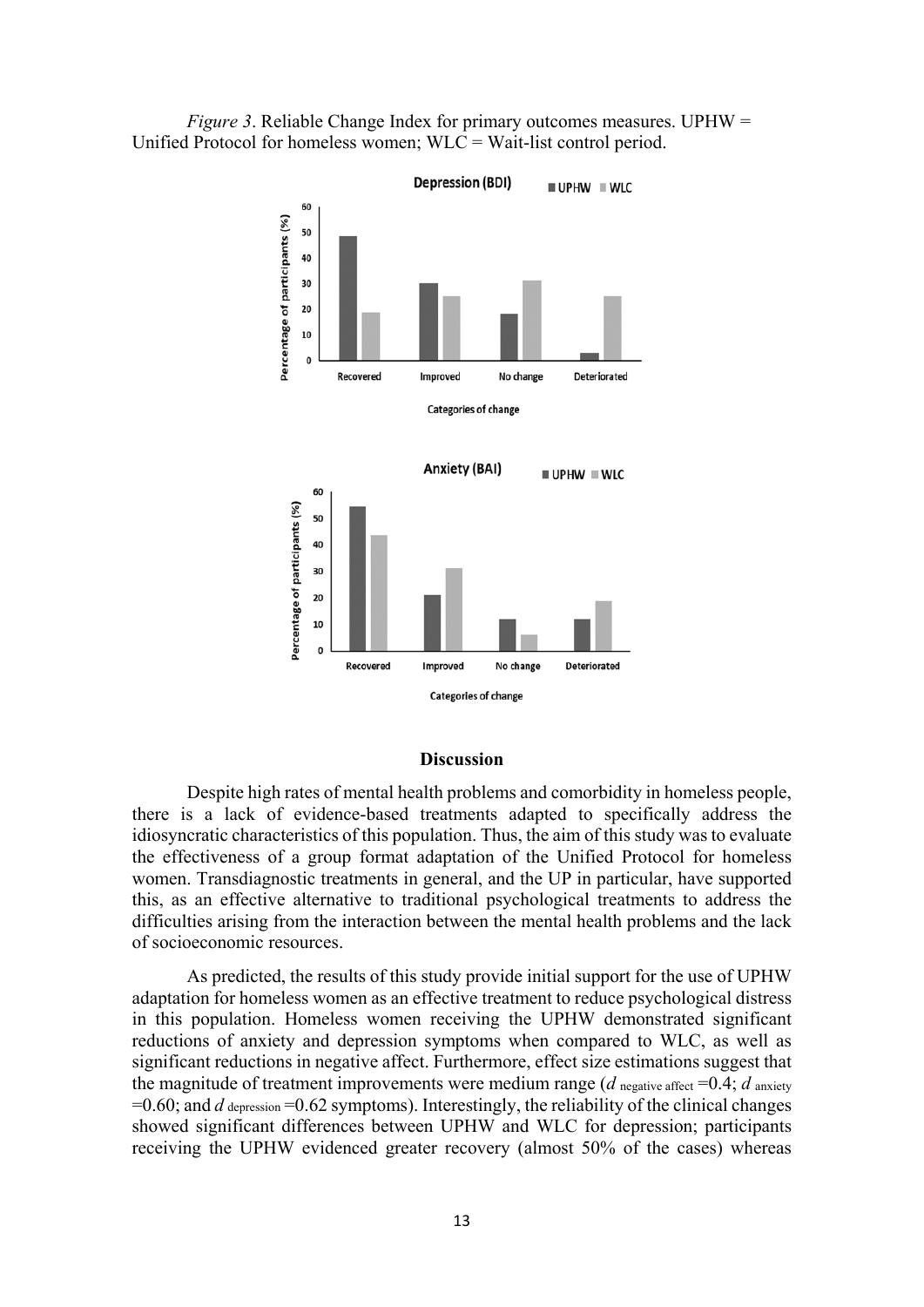*Figure 3*. Reliable Change Index for primary outcomes measures. UPHW = Unified Protocol for homeless women; WLC = Wait-list control period.

## Discussion

Despite high rates of mental health problems and comorbidity in homeless people, there is a lack of evidence-based treatments adapted to specifically address the idiosyncratic characteristics of this population. Thus, the aim of this study was to evaluate the effectiveness of a group format adaptation of the Unified Protocol for homeless women. Transdiagnostic treatments in general, and the UP in particular, have supported this, as an effective alternative to traditional psychological treatments to address the difficulties arising from the interaction between the mental health problems and the lack of socioeconomic resources.

As predicted, the results of this study provide initial support for the use of UPHW adaptation for homeless women as an effective treatment to reduce psychological distress in this population. Homeless women receiving the UPHW demonstrated significant reductions of anxiety and depression symptoms when compared to WLC, as well as significant reductions in negative affect. Furthermore, effect size estimations suggest that the magnitude of treatment improvements were medium range ($d_{\text{negative affect}}$ =0.4; $d_{\text{anxiety}}$ =0.60; and $d_{\text{depression}}$ =0.62 symptoms). Interestingly, the reliability of the clinical changes showed significant differences between UPHW and WLC for depression; participants receiving the UPHW evidenced greater recovery (almost 50% of the cases) whereas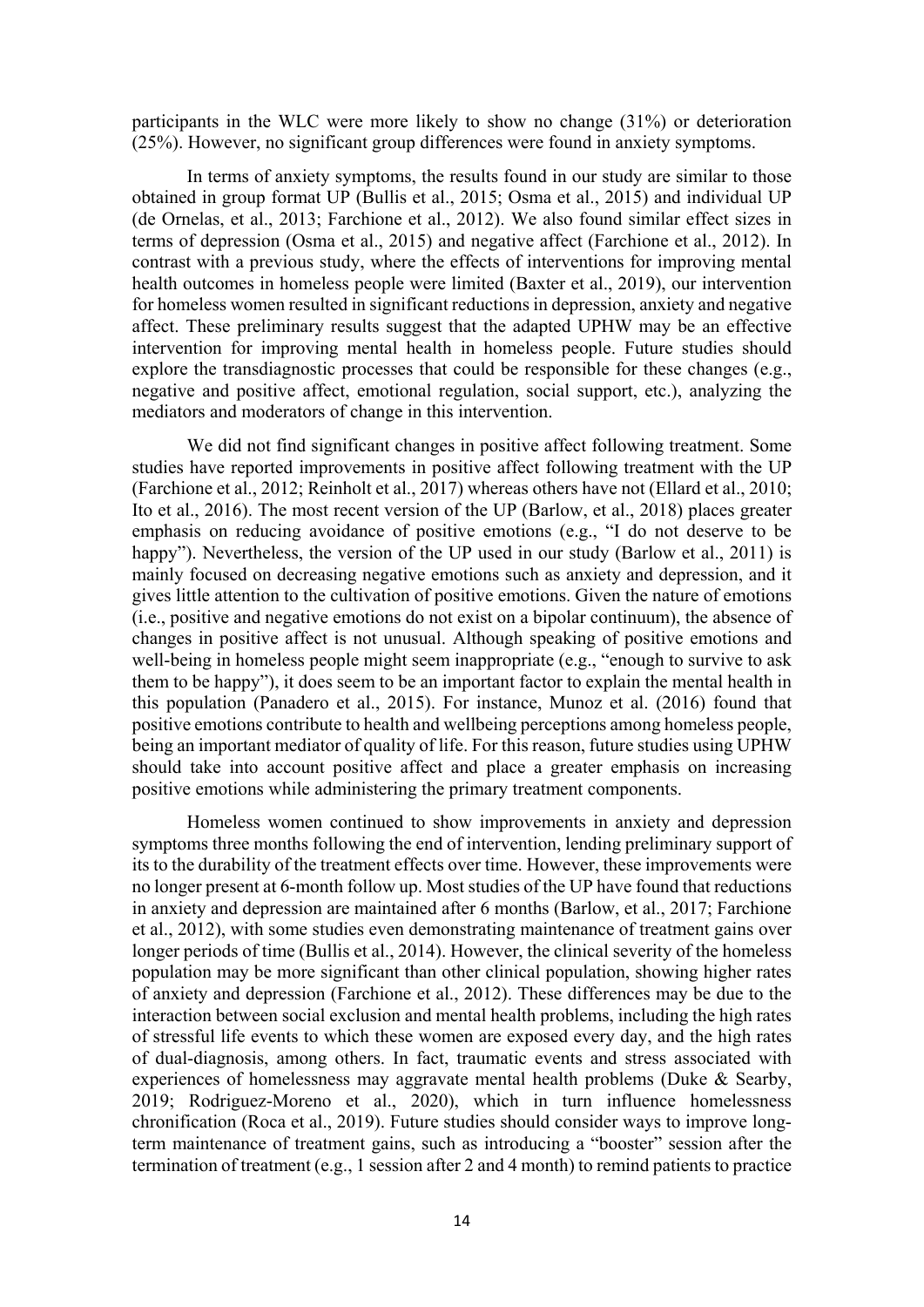participants in the WLC were more likely to show no change (31%) or deterioration (25%). However, no significant group differences were found in anxiety symptoms.

In terms of anxiety symptoms, the results found in our study are similar to those obtained in group format UP (Bullis et al., 2015; Osma et al., 2015) and individual UP (de Ornelas, et al., 2013; Farchione et al., 2012). We also found similar effect sizes in terms of depression (Osma et al., 2015) and negative affect (Farchione et al., 2012). In contrast with a previous study, where the effects of interventions for improving mental health outcomes in homeless people were limited (Baxter et al., 2019), our intervention for homeless women resulted in significant reductions in depression, anxiety and negative affect. These preliminary results suggest that the adapted UPHW may be an effective intervention for improving mental health in homeless people. Future studies should explore the transdiagnostic processes that could be responsible for these changes (e.g., negative and positive affect, emotional regulation, social support, etc.), analyzing the mediators and moderators of change in this intervention.

We did not find significant changes in positive affect following treatment. Some studies have reported improvements in positive affect following treatment with the UP (Farchione et al., 2012; Reinholt et al., 2017) whereas others have not (Ellard et al., 2010; Ito et al., 2016). The most recent version of the UP (Barlow, et al., 2018) places greater emphasis on reducing avoidance of positive emotions (e.g., "I do not deserve to be happy"). Nevertheless, the version of the UP used in our study (Barlow et al., 2011) is mainly focused on decreasing negative emotions such as anxiety and depression, and it gives little attention to the cultivation of positive emotions. Given the nature of emotions (i.e., positive and negative emotions do not exist on a bipolar continuum), the absence of changes in positive affect is not unusual. Although speaking of positive emotions and well-being in homeless people might seem inappropriate (e.g., "enough to survive to ask them to be happy"), it does seem to be an important factor to explain the mental health in this population (Panadero et al., 2015). For instance, Munoz et al. (2016) found that positive emotions contribute to health and wellbeing perceptions among homeless people, being an important mediator of quality of life. For this reason, future studies using UPHW should take into account positive affect and place a greater emphasis on increasing positive emotions while administering the primary treatment components.

Homeless women continued to show improvements in anxiety and depression symptoms three months following the end of intervention, lending preliminary support of its to the durability of the treatment effects over time. However, these improvements were no longer present at 6-month follow up. Most studies of the UP have found that reductions in anxiety and depression are maintained after 6 months (Barlow, et al., 2017; Farchione et al., 2012), with some studies even demonstrating maintenance of treatment gains over longer periods of time (Bullis et al., 2014). However, the clinical severity of the homeless population may be more significant than other clinical population, showing higher rates of anxiety and depression (Farchione et al., 2012). These differences may be due to the interaction between social exclusion and mental health problems, including the high rates of stressful life events to which these women are exposed every day, and the high rates of dual-diagnosis, among others. In fact, traumatic events and stress associated with experiences of homelessness may aggravate mental health problems (Duke & Searby, 2019; Rodriguez-Moreno et al., 2020), which in turn influence homelessness chronification (Roca et al., 2019). Future studies should consider ways to improve long-term maintenance of treatment gains, such as introducing a "booster" session after the termination of treatment (e.g., 1 session after 2 and 4 month) to remind patients to practice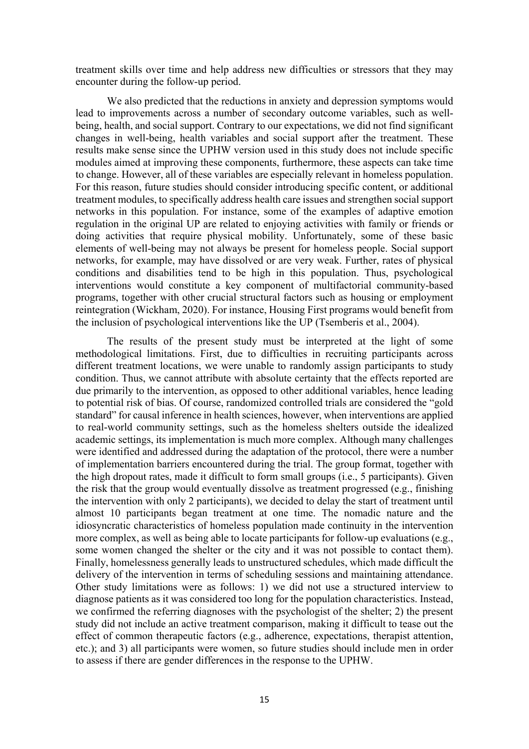treatment skills over time and help address new difficulties or stressors that they may encounter during the follow-up period.

We also predicted that the reductions in anxiety and depression symptoms would lead to improvements across a number of secondary outcome variables, such as well-being, health, and social support. Contrary to our expectations, we did not find significant changes in well-being, health variables and social support after the treatment. These results make sense since the UPHW version used in this study does not include specific modules aimed at improving these components, furthermore, these aspects can take time to change. However, all of these variables are especially relevant in homeless population. For this reason, future studies should consider introducing specific content, or additional treatment modules, to specifically address health care issues and strengthen social support networks in this population. For instance, some of the examples of adaptive emotion regulation in the original UP are related to enjoying activities with family or friends or doing activities that require physical mobility. Unfortunately, some of these basic elements of well-being may not always be present for homeless people. Social support networks, for example, may have dissolved or are very weak. Further, rates of physical conditions and disabilities tend to be high in this population. Thus, psychological interventions would constitute a key component of multifactorial community-based programs, together with other crucial structural factors such as housing or employment reintegration (Wickham, 2020). For instance, Housing First programs would benefit from the inclusion of psychological interventions like the UP (Tsemberis et al., 2004).

The results of the present study must be interpreted at the light of some methodological limitations. First, due to difficulties in recruiting participants across different treatment locations, we were unable to randomly assign participants to study condition. Thus, we cannot attribute with absolute certainty that the effects reported are due primarily to the intervention, as opposed to other additional variables, hence leading to potential risk of bias. Of course, randomized controlled trials are considered the "gold standard" for causal inference in health sciences, however, when interventions are applied to real-world community settings, such as the homeless shelters outside the idealized academic settings, its implementation is much more complex. Although many challenges were identified and addressed during the adaptation of the protocol, there were a number of implementation barriers encountered during the trial. The group format, together with the high dropout rates, made it difficult to form small groups (i.e., 5 participants). Given the risk that the group would eventually dissolve as treatment progressed (e.g., finishing the intervention with only 2 participants), we decided to delay the start of treatment until almost 10 participants began treatment at one time. The nomadic nature and the idiosyncratic characteristics of homeless population made continuity in the intervention more complex, as well as being able to locate participants for follow-up evaluations (e.g., some women changed the shelter or the city and it was not possible to contact them). Finally, homelessness generally leads to unstructured schedules, which made difficult the delivery of the intervention in terms of scheduling sessions and maintaining attendance. Other study limitations were as follows: 1) we did not use a structured interview to diagnose patients as it was considered too long for the population characteristics. Instead, we confirmed the referring diagnoses with the psychologist of the shelter; 2) the present study did not include an active treatment comparison, making it difficult to tease out the effect of common therapeutic factors (e.g., adherence, expectations, therapist attention, etc.); and 3) all participants were women, so future studies should include men in order to assess if there are gender differences in the response to the UPHW.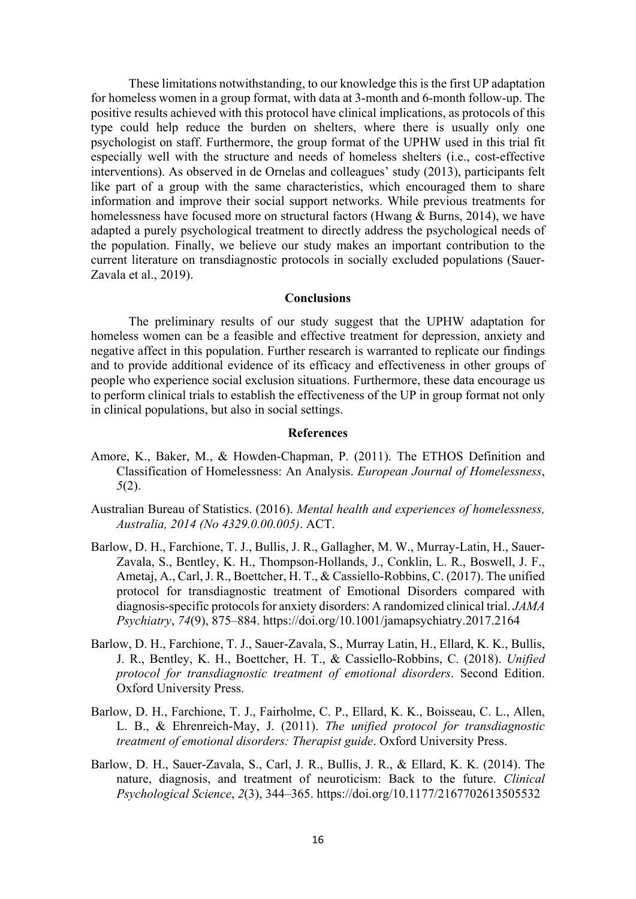These limitations notwithstanding, to our knowledge this is the first UP adaptation for homeless women in a group format, with data at 3-month and 6-month follow-up. The positive results achieved with this protocol have clinical implications, as protocols of this type could help reduce the burden on shelters, where there is usually only one psychologist on staff. Furthermore, the group format of the UPHW used in this trial fit especially well with the structure and needs of homeless shelters (i.e., cost-effective interventions). As observed in de Ornelas and colleagues' study (2013), participants felt like part of a group with the same characteristics, which encouraged them to share information and improve their social support networks. While previous treatments for homelessness have focused more on structural factors (Hwang & Burns, 2014), we have adapted a purely psychological treatment to directly address the psychological needs of the population. Finally, we believe our study makes an important contribution to the current literature on transdiagnostic protocols in socially excluded populations (Sauer-Zavala et al., 2019).

## Conclusions

The preliminary results of our study suggest that the UPHW adaptation for homeless women can be a feasible and effective treatment for depression, anxiety and negative affect in this population. Further research is warranted to replicate our findings and to provide additional evidence of its efficacy and effectiveness in other groups of people who experience social exclusion situations. Furthermore, these data encourage us to perform clinical trials to establish the effectiveness of the UP in group format not only in clinical populations, but also in social settings.

## References

Amore, K., Baker, M., & Howden-Chapman, P. (2011). The ETHOS Definition and Classification of Homelessness: An Analysis. *European Journal of Homelessness*, *5*(2).

Australian Bureau of Statistics. (2016). *Mental health and experiences of homelessness, Australia, 2014 (No 4329.0.00.005)*. ACT.

Barlow, D. H., Farchione, T. J., Bullis, J. R., Gallagher, M. W., Murray-Latin, H., Sauer-Zavala, S., Bentley, K. H., Thompson-Hollands, J., Conklin, L. R., Boswell, J. F., Ametaj, A., Carl, J. R., Boettcher, H. T., & Cassiello-Robbins, C. (2017). The unified protocol for transdiagnostic treatment of Emotional Disorders compared with diagnosis-specific protocols for anxiety disorders: A randomized clinical trial. *JAMA Psychiatry*, *74*(9), 875–884. https://doi.org/10.1001/jamapsychiatry.2017.2164

Barlow, D. H., Farchione, T. J., Sauer-Zavala, S., Murray Latin, H., Ellard, K. K., Bullis, J. R., Bentley, K. H., Boettcher, H. T., & Cassiello-Robbins, C. (2018). *Unified protocol for transdiagnostic treatment of emotional disorders*. Second Edition. Oxford University Press.

Barlow, D. H., Farchione, T. J., Fairholme, C. P., Ellard, K. K., Boisseau, C. L., Allen, L. B., & Ehrenreich-May, J. (2011). *The unified protocol for transdiagnostic treatment of emotional disorders: Therapist guide*. Oxford University Press.

Barlow, D. H., Sauer-Zavala, S., Carl, J. R., Bullis, J. R., & Ellard, K. K. (2014). The nature, diagnosis, and treatment of neuroticism: Back to the future. *Clinical Psychological Science*, *2*(3), 344–365. https://doi.org/10.1177/2167702613505532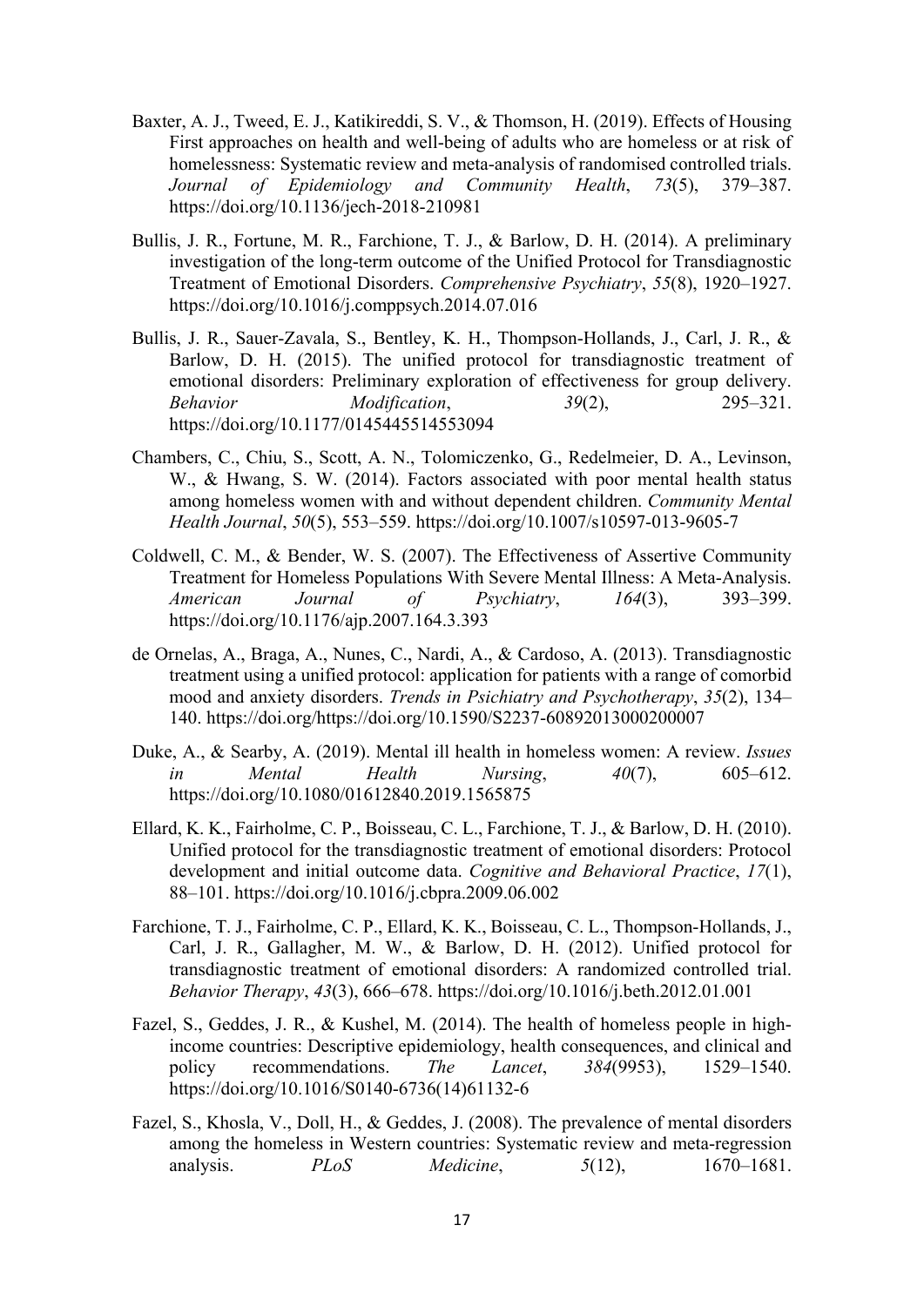Baxter, A. J., Tweed, E. J., Katikireddi, S. V., & Thomson, H. (2019). Effects of Housing First approaches on health and well-being of adults who are homeless or at risk of homelessness: Systematic review and meta-analysis of randomised controlled trials. *Journal of Epidemiology and Community Health*, *73*(5), 379–387. https://doi.org/10.1136/jech-2018-210981

Bullis, J. R., Fortune, M. R., Farchione, T. J., & Barlow, D. H. (2014). A preliminary investigation of the long-term outcome of the Unified Protocol for Transdiagnostic Treatment of Emotional Disorders. *Comprehensive Psychiatry*, *55*(8), 1920–1927. https://doi.org/10.1016/j.comppsych.2014.07.016

Bullis, J. R., Sauer-Zavala, S., Bentley, K. H., Thompson-Hollands, J., Carl, J. R., & Barlow, D. H. (2015). The unified protocol for transdiagnostic treatment of emotional disorders: Preliminary exploration of effectiveness for group delivery. *Behavior Modification*, *39*(2), 295–321. https://doi.org/10.1177/0145445514553094

Chambers, C., Chiu, S., Scott, A. N., Tolomiczenko, G., Redelmeier, D. A., Levinson, W., & Hwang, S. W. (2014). Factors associated with poor mental health status among homeless women with and without dependent children. *Community Mental Health Journal*, *50*(5), 553–559. https://doi.org/10.1007/s10597-013-9605-7

Coldwell, C. M., & Bender, W. S. (2007). The Effectiveness of Assertive Community Treatment for Homeless Populations With Severe Mental Illness: A Meta-Analysis. *American Journal of Psychiatry*, *164*(3), 393–399. https://doi.org/10.1176/ajp.2007.164.3.393

de Ornelas, A., Braga, A., Nunes, C., Nardi, A., & Cardoso, A. (2013). Transdiagnostic treatment using a unified protocol: application for patients with a range of comorbid mood and anxiety disorders. *Trends in Psichiatry and Psychotherapy*, *35*(2), 134–140. https://doi.org/https://doi.org/10.1590/S2237-60892013000200007

Duke, A., & Searby, A. (2019). Mental ill health in homeless women: A review. *Issues in Mental Health Nursing*, *40*(7), 605–612. https://doi.org/10.1080/01612840.2019.1565875

Ellard, K. K., Fairholme, C. P., Boisseau, C. L., Farchione, T. J., & Barlow, D. H. (2010). Unified protocol for the transdiagnostic treatment of emotional disorders: Protocol development and initial outcome data. *Cognitive and Behavioral Practice*, *17*(1), 88–101. https://doi.org/10.1016/j.cbpra.2009.06.002

Farchione, T. J., Fairholme, C. P., Ellard, K. K., Boisseau, C. L., Thompson-Hollands, J., Carl, J. R., Gallagher, M. W., & Barlow, D. H. (2012). Unified protocol for transdiagnostic treatment of emotional disorders: A randomized controlled trial. *Behavior Therapy*, *43*(3), 666–678. https://doi.org/10.1016/j.beth.2012.01.001

Fazel, S., Geddes, J. R., & Kushel, M. (2014). The health of homeless people in high-income countries: Descriptive epidemiology, health consequences, and clinical and policy recommendations. *The Lancet*, *384*(9953), 1529–1540. https://doi.org/10.1016/S0140-6736(14)61132-6

Fazel, S., Khosla, V., Doll, H., & Geddes, J. (2008). The prevalence of mental disorders among the homeless in Western countries: Systematic review and meta-regression analysis. *PLoS Medicine*, *5*(12), 1670–1681.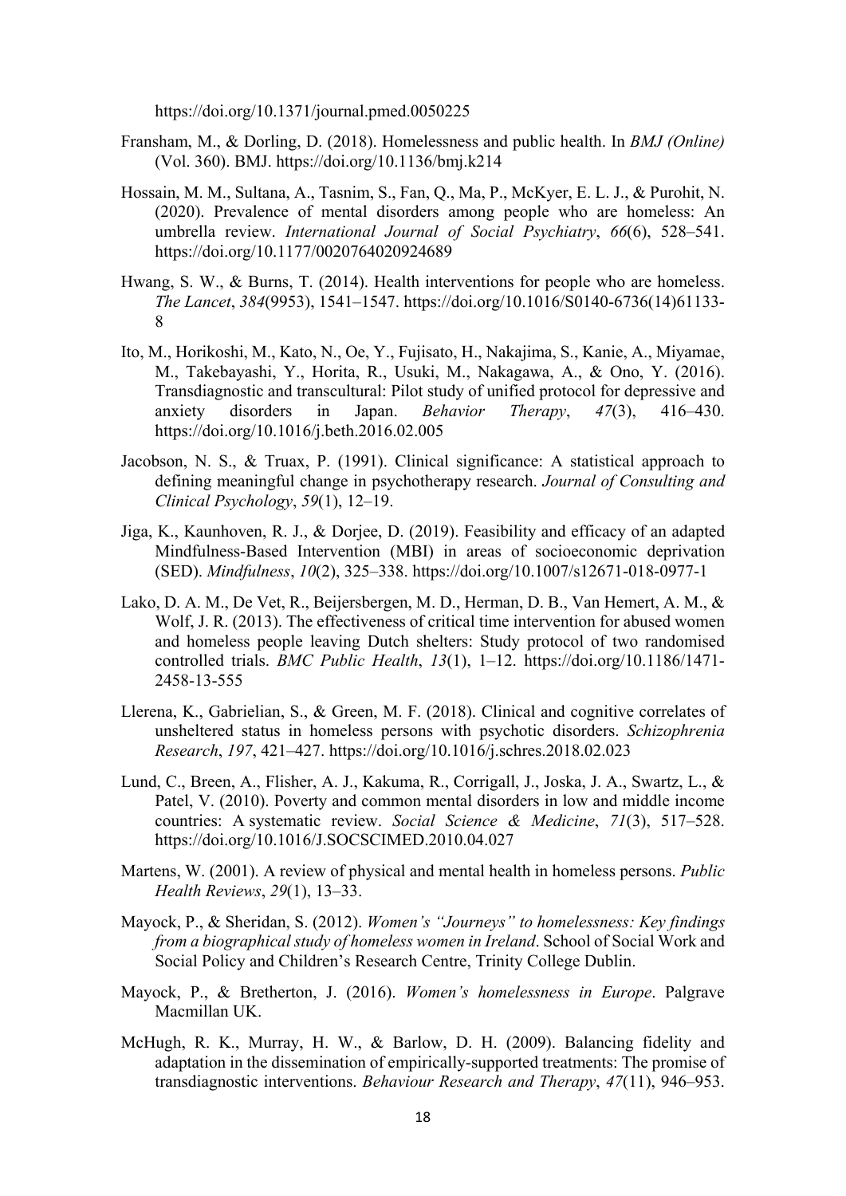https://doi.org/10.1371/journal.pmed.0050225

Fransham, M., & Dorling, D. (2018). Homelessness and public health. In *BMJ (Online)* (Vol. 360). BMJ. https://doi.org/10.1136/bmj.k214

Hossain, M. M., Sultana, A., Tasnim, S., Fan, Q., Ma, P., McKyer, E. L. J., & Purohit, N. (2020). Prevalence of mental disorders among people who are homeless: An umbrella review. *International Journal of Social Psychiatry*, *66*(6), 528–541. https://doi.org/10.1177/0020764020924689

Hwang, S. W., & Burns, T. (2014). Health interventions for people who are homeless. *The Lancet*, *384*(9953), 1541–1547. https://doi.org/10.1016/S0140-6736(14)61133-8

Ito, M., Horikoshi, M., Kato, N., Oe, Y., Fujisato, H., Nakajima, S., Kanie, A., Miyamae, M., Takebayashi, Y., Horita, R., Usuki, M., Nakagawa, A., & Ono, Y. (2016). Transdiagnostic and transcultural: Pilot study of unified protocol for depressive and anxiety disorders in Japan. *Behavior Therapy*, *47*(3), 416–430. https://doi.org/10.1016/j.beth.2016.02.005

Jacobson, N. S., & Truax, P. (1991). Clinical significance: A statistical approach to defining meaningful change in psychotherapy research. *Journal of Consulting and Clinical Psychology*, *59*(1), 12–19.

Jiga, K., Kaunhoven, R. J., & Dorjee, D. (2019). Feasibility and efficacy of an adapted Mindfulness-Based Intervention (MBI) in areas of socioeconomic deprivation (SED). *Mindfulness*, *10*(2), 325–338. https://doi.org/10.1007/s12671-018-0977-1

Lako, D. A. M., De Vet, R., Beijersbergen, M. D., Herman, D. B., Van Hemert, A. M., & Wolf, J. R. (2013). The effectiveness of critical time intervention for abused women and homeless people leaving Dutch shelters: Study protocol of two randomised controlled trials. *BMC Public Health*, *13*(1), 1–12. https://doi.org/10.1186/1471-2458-13-555

Llerena, K., Gabrielian, S., & Green, M. F. (2018). Clinical and cognitive correlates of unsheltered status in homeless persons with psychotic disorders. *Schizophrenia Research*, *197*, 421–427. https://doi.org/10.1016/j.schres.2018.02.023

Lund, C., Breen, A., Flisher, A. J., Kakuma, R., Corrigall, J., Joska, J. A., Swartz, L., & Patel, V. (2010). Poverty and common mental disorders in low and middle income countries: A systematic review. *Social Science & Medicine*, *71*(3), 517–528. https://doi.org/10.1016/J.SOCSCIMED.2010.04.027

Martens, W. (2001). A review of physical and mental health in homeless persons. *Public Health Reviews*, *29*(1), 13–33.

Mayock, P., & Sheridan, S. (2012). *Women's "Journeys" to homelessness: Key findings from a biographical study of homeless women in Ireland*. School of Social Work and Social Policy and Children's Research Centre, Trinity College Dublin.

Mayock, P., & Bretherton, J. (2016). *Women's homelessness in Europe*. Palgrave Macmillan UK.

McHugh, R. K., Murray, H. W., & Barlow, D. H. (2009). Balancing fidelity and adaptation in the dissemination of empirically-supported treatments: The promise of transdiagnostic interventions. *Behaviour Research and Therapy*, *47*(11), 946–953.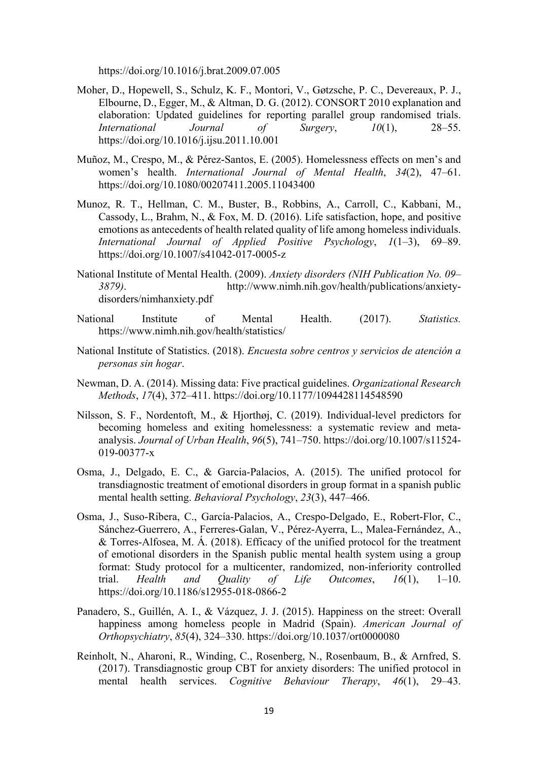https://doi.org/10.1016/j.brat.2009.07.005

Moher, D., Hopewell, S., Schulz, K. F., Montori, V., Gøtzsche, P. C., Devereaux, P. J., Elbourne, D., Egger, M., & Altman, D. G. (2012). CONSORT 2010 explanation and elaboration: Updated guidelines for reporting parallel group randomised trials. *International Journal of Surgery*, *10*(1), 28–55. https://doi.org/10.1016/j.ijsu.2011.10.001

Muñoz, M., Crespo, M., & Pérez-Santos, E. (2005). Homelessness effects on men's and women's health. *International Journal of Mental Health*, *34*(2), 47–61. https://doi.org/10.1080/00207411.2005.11043400

Munoz, R. T., Hellman, C. M., Buster, B., Robbins, A., Carroll, C., Kabbani, M., Cassody, L., Brahm, N., & Fox, M. D. (2016). Life satisfaction, hope, and positive emotions as antecedents of health related quality of life among homeless individuals. *International Journal of Applied Positive Psychology*, *1*(1–3), 69–89. https://doi.org/10.1007/s41042-017-0005-z

National Institute of Mental Health. (2009). *Anxiety disorders (NIH Publication No. 09–3879)*. http://www.nimh.nih.gov/health/publications/anxiety-disorders/nimhanxiety.pdf

National Institute of Mental Health. (2017). *Statistics.* https://www.nimh.nih.gov/health/statistics/

National Institute of Statistics. (2018). *Encuesta sobre centros y servicios de atención a personas sin hogar*.

Newman, D. A. (2014). Missing data: Five practical guidelines. *Organizational Research Methods*, *17*(4), 372–411. https://doi.org/10.1177/1094428114548590

Nilsson, S. F., Nordentoft, M., & Hjorthøj, C. (2019). Individual-level predictors for becoming homeless and exiting homelessness: a systematic review and meta-analysis. *Journal of Urban Health*, *96*(5), 741–750. https://doi.org/10.1007/s11524-019-00377-x

Osma, J., Delgado, E. C., & Garcia-Palacios, A. (2015). The unified protocol for transdiagnostic treatment of emotional disorders in group format in a spanish public mental health setting. *Behavioral Psychology*, *23*(3), 447–466.

Osma, J., Suso-Ribera, C., García-Palacios, A., Crespo-Delgado, E., Robert-Flor, C., Sánchez-Guerrero, A., Ferreres-Galan, V., Pérez-Ayerra, L., Malea-Fernández, A., & Torres-Alfosea, M. Á. (2018). Efficacy of the unified protocol for the treatment of emotional disorders in the Spanish public mental health system using a group format: Study protocol for a multicenter, randomized, non-inferiority controlled trial. *Health and Quality of Life Outcomes*, *16*(1), 1–10. https://doi.org/10.1186/s12955-018-0866-2

Panadero, S., Guillén, A. I., & Vázquez, J. J. (2015). Happiness on the street: Overall happiness among homeless people in Madrid (Spain). *American Journal of Orthopsychiatry*, *85*(4), 324–330. https://doi.org/10.1037/ort0000080

Reinholt, N., Aharoni, R., Winding, C., Rosenberg, N., Rosenbaum, B., & Arnfred, S. (2017). Transdiagnostic group CBT for anxiety disorders: The unified protocol in mental health services. *Cognitive Behaviour Therapy*, *46*(1), 29–43.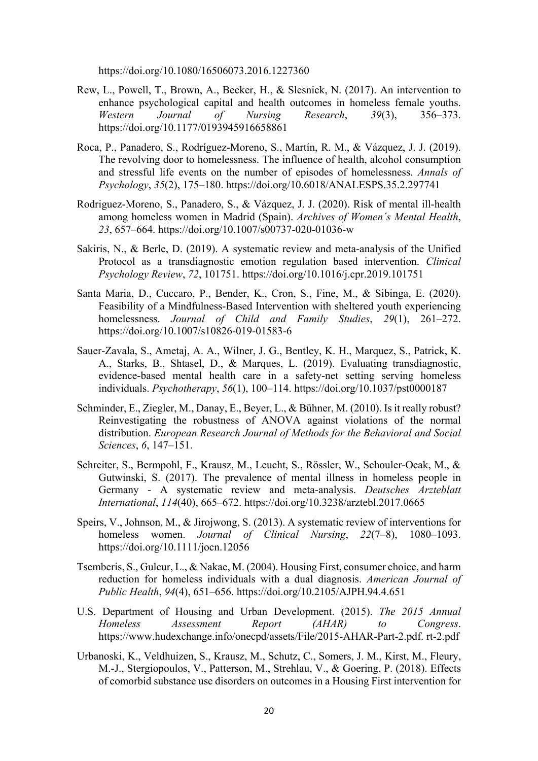https://doi.org/10.1080/16506073.2016.1227360

Rew, L., Powell, T., Brown, A., Becker, H., & Slesnick, N. (2017). An intervention to enhance psychological capital and health outcomes in homeless female youths. *Western Journal of Nursing Research*, *39*(3), 356–373. https://doi.org/10.1177/0193945916658861

Roca, P., Panadero, S., Rodríguez-Moreno, S., Martín, R. M., & Vázquez, J. J. (2019). The revolving door to homelessness. The influence of health, alcohol consumption and stressful life events on the number of episodes of homelessness. *Annals of Psychology*, *35*(2), 175–180. https://doi.org/10.6018/ANALESPS.35.2.297741

Rodriguez-Moreno, S., Panadero, S., & Vázquez, J. J. (2020). Risk of mental ill-health among homeless women in Madrid (Spain). *Archives of Women´s Mental Health*, *23*, 657–664. https://doi.org/10.1007/s00737-020-01036-w

Sakiris, N., & Berle, D. (2019). A systematic review and meta-analysis of the Unified Protocol as a transdiagnostic emotion regulation based intervention. *Clinical Psychology Review*, *72*, 101751. https://doi.org/10.1016/j.cpr.2019.101751

Santa Maria, D., Cuccaro, P., Bender, K., Cron, S., Fine, M., & Sibinga, E. (2020). Feasibility of a Mindfulness-Based Intervention with sheltered youth experiencing homelessness. *Journal of Child and Family Studies*, *29*(1), 261–272. https://doi.org/10.1007/s10826-019-01583-6

Sauer-Zavala, S., Ametaj, A. A., Wilner, J. G., Bentley, K. H., Marquez, S., Patrick, K. A., Starks, B., Shtasel, D., & Marques, L. (2019). Evaluating transdiagnostic, evidence-based mental health care in a safety-net setting serving homeless individuals. *Psychotherapy*, *56*(1), 100–114. https://doi.org/10.1037/pst0000187

Schminder, E., Ziegler, M., Danay, E., Beyer, L., & Bühner, M. (2010). Is it really robust? Reinvestigating the robustness of ANOVA against violations of the normal distribution. *European Research Journal of Methods for the Behavioral and Social Sciences*, *6*, 147–151.

Schreiter, S., Bermpohl, F., Krausz, M., Leucht, S., Rössler, W., Schouler-Ocak, M., & Gutwinski, S. (2017). The prevalence of mental illness in homeless people in Germany - A systematic review and meta-analysis. *Deutsches Arzteblatt International*, *114*(40), 665–672. https://doi.org/10.3238/arztebl.2017.0665

Speirs, V., Johnson, M., & Jirojwong, S. (2013). A systematic review of interventions for homeless women. *Journal of Clinical Nursing*, *22*(7–8), 1080–1093. https://doi.org/10.1111/jocn.12056

Tsemberis, S., Gulcur, L., & Nakae, M. (2004). Housing First, consumer choice, and harm reduction for homeless individuals with a dual diagnosis. *American Journal of Public Health*, *94*(4), 651–656. https://doi.org/10.2105/AJPH.94.4.651

U.S. Department of Housing and Urban Development. (2015). *The 2015 Annual Homeless Assessment Report (AHAR) to Congress*. https://www.hudexchange.info/onecpd/assets/File/2015-AHAR-Part-2.pdf. rt-2.pdf

Urbanoski, K., Veldhuizen, S., Krausz, M., Schutz, C., Somers, J. M., Kirst, M., Fleury, M.-J., Stergiopoulos, V., Patterson, M., Strehlau, V., & Goering, P. (2018). Effects of comorbid substance use disorders on outcomes in a Housing First intervention for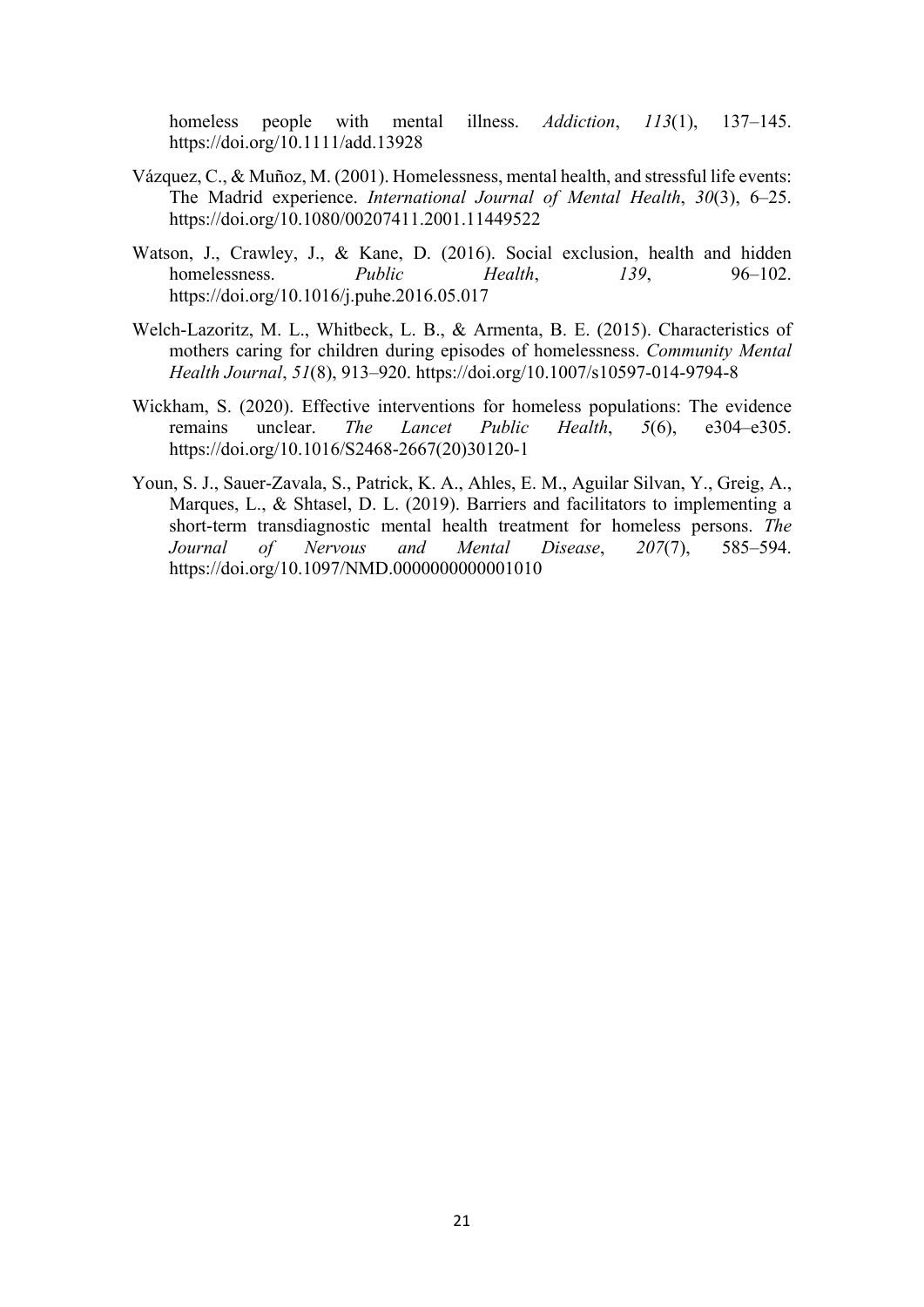homeless people with mental illness. *Addiction*, *113*(1), 137–145. https://doi.org/10.1111/add.13928

Vázquez, C., & Muñoz, M. (2001). Homelessness, mental health, and stressful life events: The Madrid experience. *International Journal of Mental Health*, *30*(3), 6–25. https://doi.org/10.1080/00207411.2001.11449522

Watson, J., Crawley, J., & Kane, D. (2016). Social exclusion, health and hidden homelessness. *Public Health*, *139*, 96–102. https://doi.org/10.1016/j.puhe.2016.05.017

Welch-Lazoritz, M. L., Whitbeck, L. B., & Armenta, B. E. (2015). Characteristics of mothers caring for children during episodes of homelessness. *Community Mental Health Journal*, *51*(8), 913–920. https://doi.org/10.1007/s10597-014-9794-8

Wickham, S. (2020). Effective interventions for homeless populations: The evidence remains unclear. *The Lancet Public Health*, *5*(6), e304–e305. https://doi.org/10.1016/S2468-2667(20)30120-1

Youn, S. J., Sauer-Zavala, S., Patrick, K. A., Ahles, E. M., Aguilar Silvan, Y., Greig, A., Marques, L., & Shtasel, D. L. (2019). Barriers and facilitators to implementing a short-term transdiagnostic mental health treatment for homeless persons. *The Journal of Nervous and Mental Disease*, *207*(7), 585–594. https://doi.org/10.1097/NMD.0000000000001010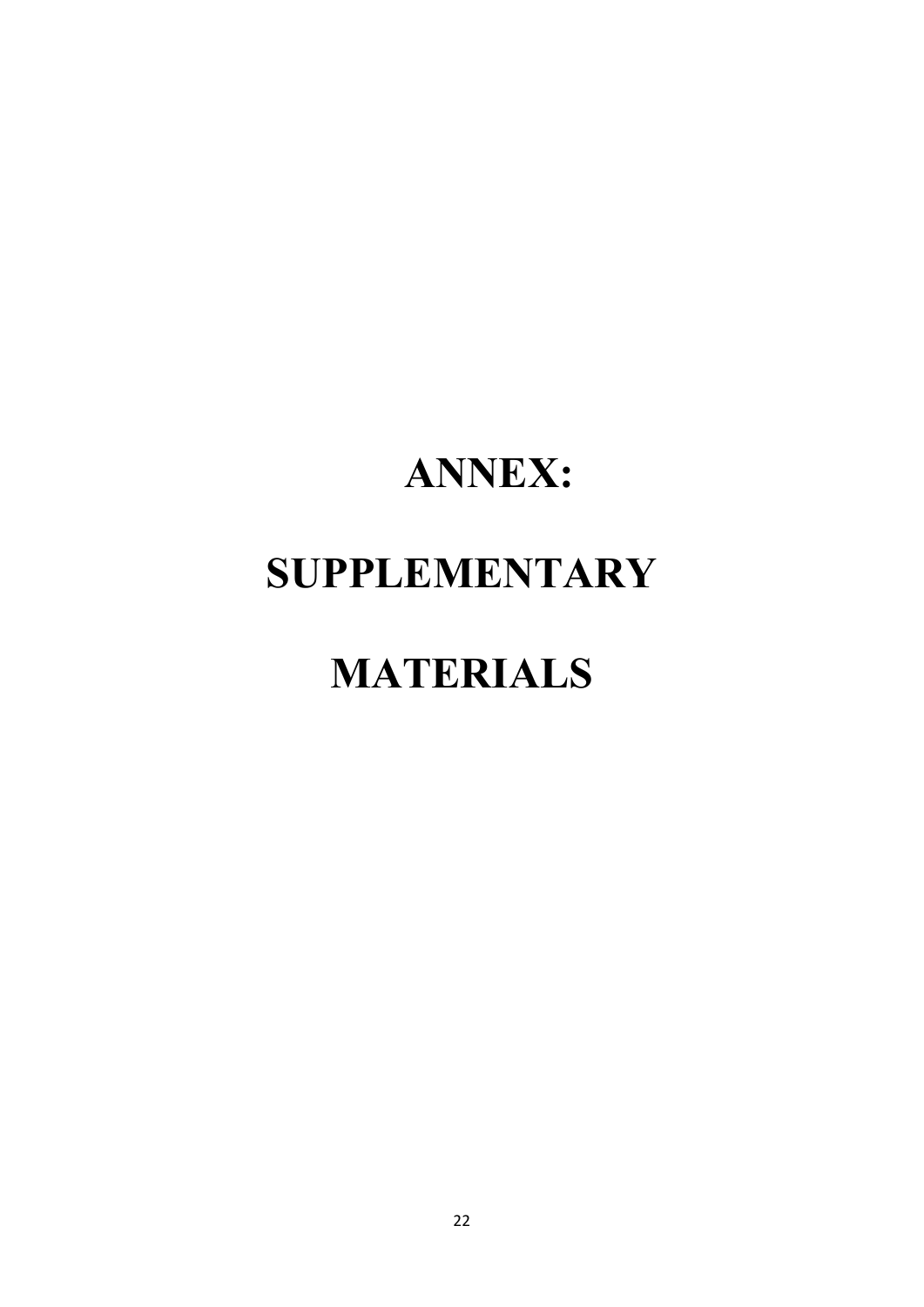# ANNEX:

# SUPPLEMENTARY

# MATERIALS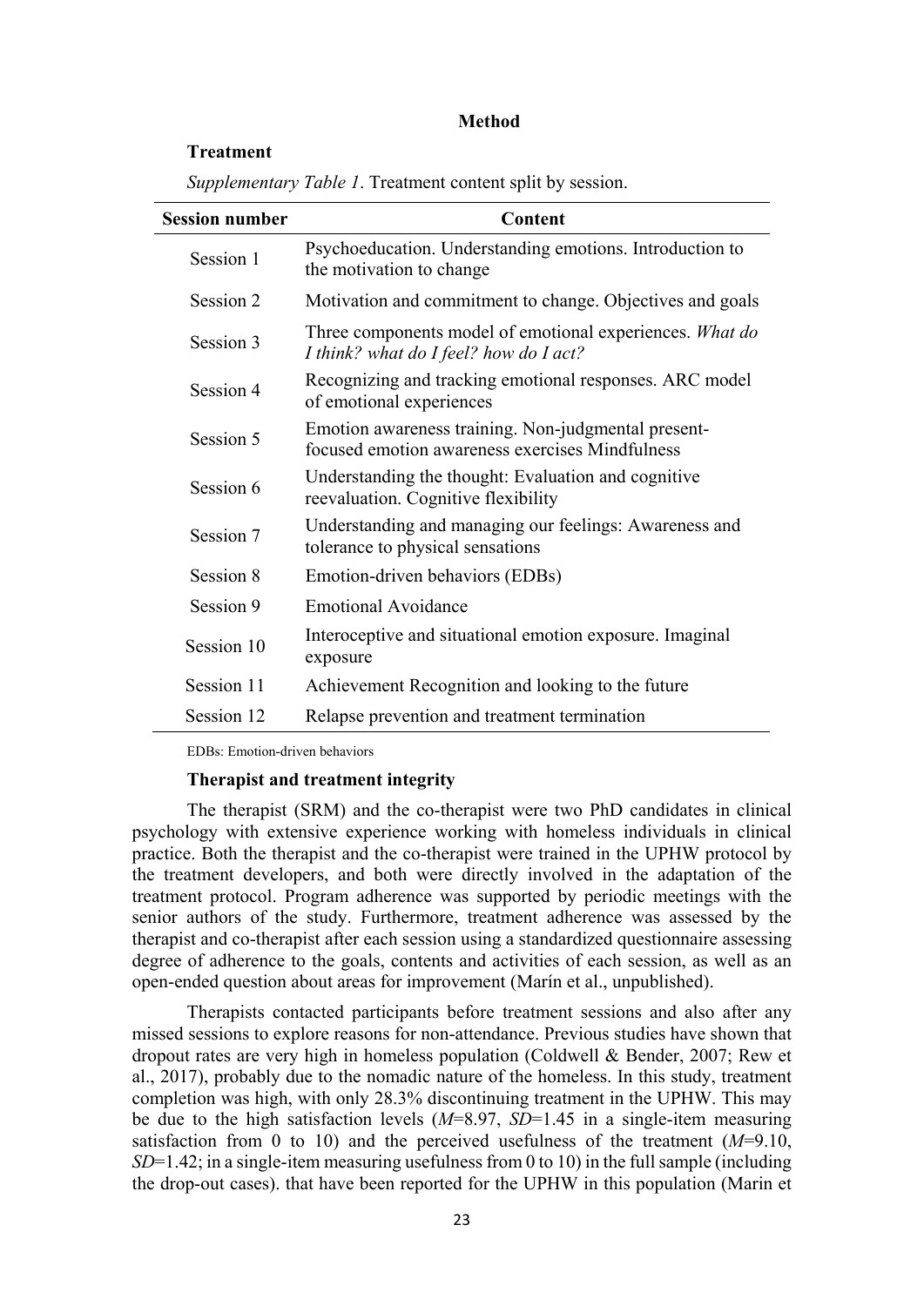## Method

### Treatment

*Supplementary Table 1*. Treatment content split by session.

| Session number | Content |
| --- | --- |
| Session 1 | Psychoeducation. Understanding emotions. Introduction to the motivation to change |
| Session 2 | Motivation and commitment to change. Objectives and goals |
| Session 3 | Three components model of emotional experiences. *What do I think? what do I feel? how do I act?* |
| Session 4 | Recognizing and tracking emotional responses. ARC model of emotional experiences |
| Session 5 | Emotion awareness training. Non-judgmental present-focused emotion awareness exercises Mindfulness |
| Session 6 | Understanding the thought: Evaluation and cognitive reevaluation. Cognitive flexibility |
| Session 7 | Understanding and managing our feelings: Awareness and tolerance to physical sensations |
| Session 8 | Emotion-driven behaviors (EDBs) |
| Session 9 | Emotional Avoidance |
| Session 10 | Interoceptive and situational emotion exposure. Imaginal exposure |
| Session 11 | Achievement Recognition and looking to the future |
| Session 12 | Relapse prevention and treatment termination |

EDBs: Emotion-driven behaviors

### Therapist and treatment integrity

The therapist (SRM) and the co-therapist were two PhD candidates in clinical psychology with extensive experience working with homeless individuals in clinical practice. Both the therapist and the co-therapist were trained in the UPHW protocol by the treatment developers, and both were directly involved in the adaptation of the treatment protocol. Program adherence was supported by periodic meetings with the senior authors of the study. Furthermore, treatment adherence was assessed by the therapist and co-therapist after each session using a standardized questionnaire assessing degree of adherence to the goals, contents and activities of each session, as well as an open-ended question about areas for improvement (Marín et al., unpublished).

Therapists contacted participants before treatment sessions and also after any missed sessions to explore reasons for non-attendance. Previous studies have shown that dropout rates are very high in homeless population (Coldwell & Bender, 2007; Rew et al., 2017), probably due to the nomadic nature of the homeless. In this study, treatment completion was high, with only 28.3% discontinuing treatment in the UPHW. This may be due to the high satisfaction levels ($M$=8.97, $SD$=1.45 in a single-item measuring satisfaction from 0 to 10) and the perceived usefulness of the treatment ($M$=9.10, $SD$=1.42; in a single-item measuring usefulness from 0 to 10) in the full sample (including the drop-out cases). that have been reported for the UPHW in this population (Marin et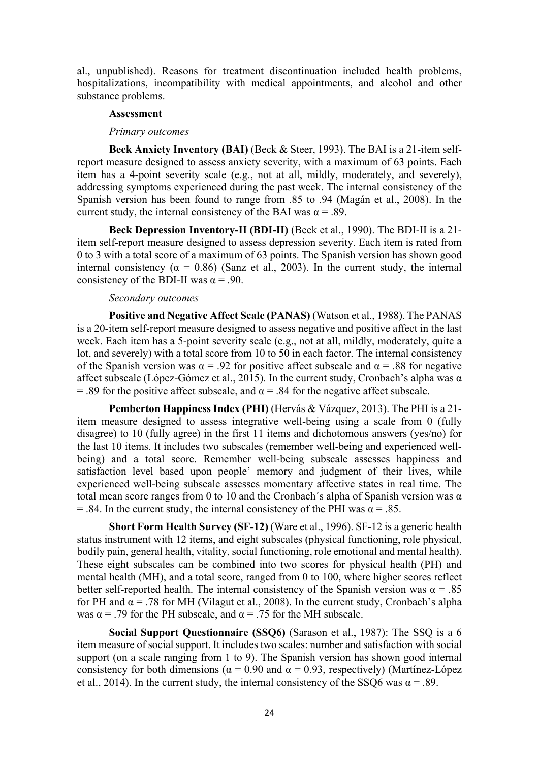al., unpublished). Reasons for treatment discontinuation included health problems, hospitalizations, incompatibility with medical appointments, and alcohol and other substance problems.

**Assessment**

*Primary outcomes*

**Beck Anxiety Inventory (BAI)** (Beck & Steer, 1993). The BAI is a 21-item self-report measure designed to assess anxiety severity, with a maximum of 63 points. Each item has a 4-point severity scale (e.g., not at all, mildly, moderately, and severely), addressing symptoms experienced during the past week. The internal consistency of the Spanish version has been found to range from .85 to .94 (Magán et al., 2008). In the current study, the internal consistency of the BAI was $\alpha = .89$.

**Beck Depression Inventory-II (BDI-II)** (Beck et al., 1990). The BDI-II is a 21-item self-report measure designed to assess depression severity. Each item is rated from 0 to 3 with a total score of a maximum of 63 points. The Spanish version has shown good internal consistency ($\alpha = 0.86$) (Sanz et al., 2003). In the current study, the internal consistency of the BDI-II was $\alpha = .90$.

*Secondary outcomes*

**Positive and Negative Affect Scale (PANAS)** (Watson et al., 1988). The PANAS is a 20-item self-report measure designed to assess negative and positive affect in the last week. Each item has a 5-point severity scale (e.g., not at all, mildly, moderately, quite a lot, and severely) with a total score from 10 to 50 in each factor. The internal consistency of the Spanish version was $\alpha = .92$ for positive affect subscale and $\alpha = .88$ for negative affect subscale (López-Gómez et al., 2015). In the current study, Cronbach's alpha was $\alpha = .89$ for the positive affect subscale, and $\alpha = .84$ for the negative affect subscale.

**Pemberton Happiness Index (PHI)** (Hervás & Vázquez, 2013). The PHI is a 21-item measure designed to assess integrative well-being using a scale from 0 (fully disagree) to 10 (fully agree) in the first 11 items and dichotomous answers (yes/no) for the last 10 items. It includes two subscales (remember well-being and experienced well-being) and a total score. Remember well-being subscale assesses happiness and satisfaction level based upon people' memory and judgment of their lives, while experienced well-being subscale assesses momentary affective states in real time. The total mean score ranges from 0 to 10 and the Cronbach´s alpha of Spanish version was $\alpha = .84$. In the current study, the internal consistency of the PHI was $\alpha = .85$.

**Short Form Health Survey (SF-12)** (Ware et al., 1996). SF-12 is a generic health status instrument with 12 items, and eight subscales (physical functioning, role physical, bodily pain, general health, vitality, social functioning, role emotional and mental health). These eight subscales can be combined into two scores for physical health (PH) and mental health (MH), and a total score, ranged from 0 to 100, where higher scores reflect better self-reported health. The internal consistency of the Spanish version was $\alpha = .85$ for PH and $\alpha = .78$ for MH (Vilagut et al., 2008). In the current study, Cronbach's alpha was $\alpha = .79$ for the PH subscale, and $\alpha = .75$ for the MH subscale.

**Social Support Questionnaire (SSQ6)** (Sarason et al., 1987): The SSQ is a 6 item measure of social support. It includes two scales: number and satisfaction with social support (on a scale ranging from 1 to 9). The Spanish version has shown good internal consistency for both dimensions ($\alpha = 0.90$ and $\alpha = 0.93$, respectively) (Martínez-López et al., 2014). In the current study, the internal consistency of the SSQ6 was $\alpha = .89$.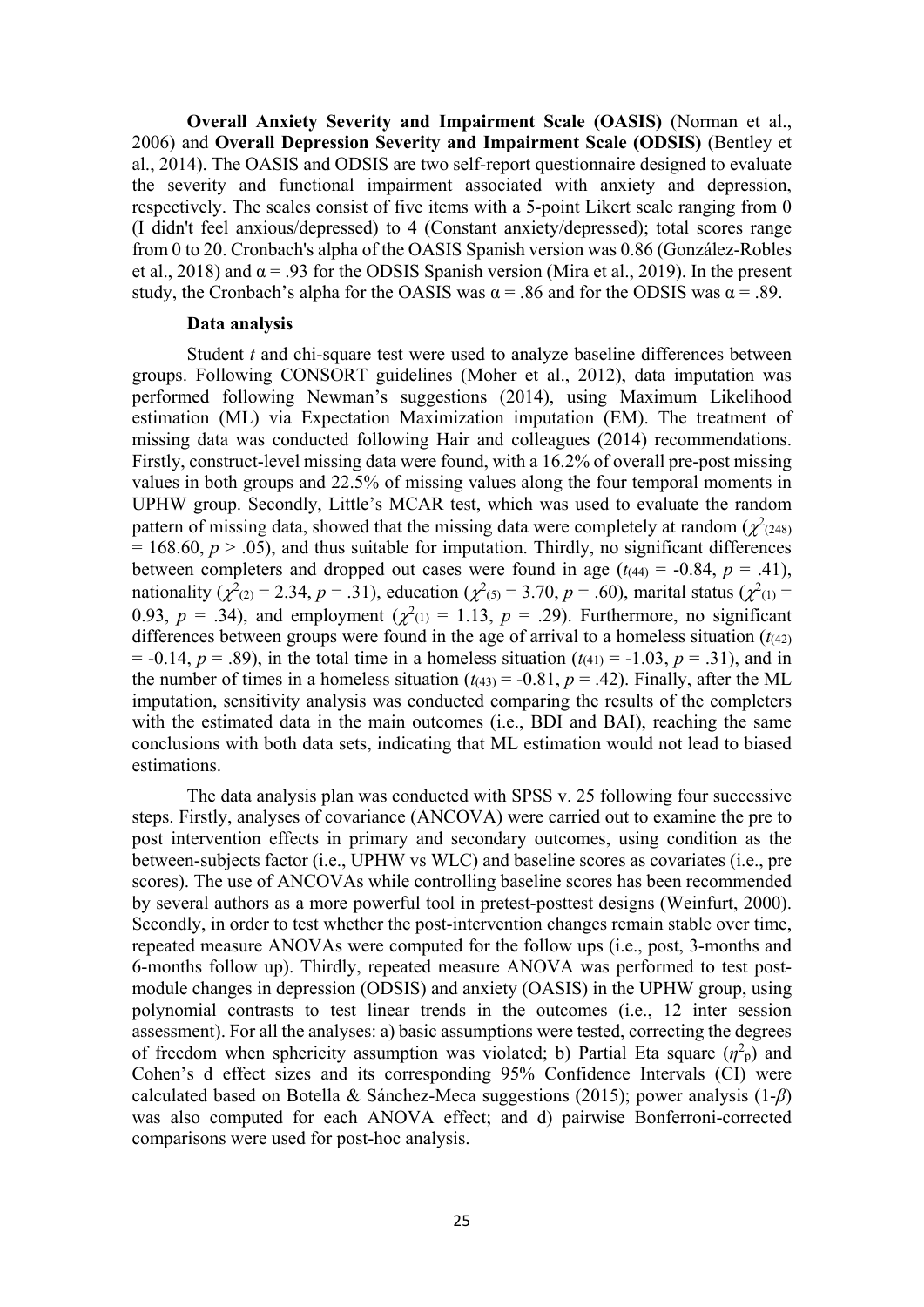**Overall Anxiety Severity and Impairment Scale (OASIS)** (Norman et al., 2006) and **Overall Depression Severity and Impairment Scale (ODSIS)** (Bentley et al., 2014). The OASIS and ODSIS are two self-report questionnaire designed to evaluate the severity and functional impairment associated with anxiety and depression, respectively. The scales consist of five items with a 5-point Likert scale ranging from 0 (I didn't feel anxious/depressed) to 4 (Constant anxiety/depressed); total scores range from 0 to 20. Cronbach's alpha of the OASIS Spanish version was 0.86 (González-Robles et al., 2018) and $\alpha = .93$ for the ODSIS Spanish version (Mira et al., 2019). In the present study, the Cronbach's alpha for the OASIS was $\alpha = .86$ and for the ODSIS was $\alpha = .89$.

**Data analysis**

Student *t* and chi-square test were used to analyze baseline differences between groups. Following CONSORT guidelines (Moher et al., 2012), data imputation was performed following Newman's suggestions (2014), using Maximum Likelihood estimation (ML) via Expectation Maximization imputation (EM). The treatment of missing data was conducted following Hair and colleagues (2014) recommendations. Firstly, construct-level missing data were found, with a 16.2% of overall pre-post missing values in both groups and 22.5% of missing values along the four temporal moments in UPHW group. Secondly, Little's MCAR test, which was used to evaluate the random pattern of missing data, showed that the missing data were completely at random ($\chi^2_{(248)} = 168.60$, $p > .05$), and thus suitable for imputation. Thirdly, no significant differences between completers and dropped out cases were found in age ($t_{(44)} = -0.84$, $p = .41$), nationality ($\chi^2_{(2)} = 2.34$, $p = .31$), education ($\chi^2_{(5)} = 3.70$, $p = .60$), marital status ($\chi^2_{(1)} = 0.93$, $p = .34$), and employment ($\chi^2_{(1)} = 1.13$, $p = .29$). Furthermore, no significant differences between groups were found in the age of arrival to a homeless situation ($t_{(42)} = -0.14$, $p = .89$), in the total time in a homeless situation ($t_{(41)} = -1.03$, $p = .31$), and in the number of times in a homeless situation ($t_{(43)} = -0.81$, $p = .42$). Finally, after the ML imputation, sensitivity analysis was conducted comparing the results of the completers with the estimated data in the main outcomes (i.e., BDI and BAI), reaching the same conclusions with both data sets, indicating that ML estimation would not lead to biased estimations.

The data analysis plan was conducted with SPSS v. 25 following four successive steps. Firstly, analyses of covariance (ANCOVA) were carried out to examine the pre to post intervention effects in primary and secondary outcomes, using condition as the between-subjects factor (i.e., UPHW vs WLC) and baseline scores as covariates (i.e., pre scores). The use of ANCOVAs while controlling baseline scores has been recommended by several authors as a more powerful tool in pretest-posttest designs (Weinfurt, 2000). Secondly, in order to test whether the post-intervention changes remain stable over time, repeated measure ANOVAs were computed for the follow ups (i.e., post, 3-months and 6-months follow up). Thirdly, repeated measure ANOVA was performed to test post-module changes in depression (ODSIS) and anxiety (OASIS) in the UPHW group, using polynomial contrasts to test linear trends in the outcomes (i.e., 12 inter session assessment). For all the analyses: a) basic assumptions were tested, correcting the degrees of freedom when sphericity assumption was violated; b) Partial Eta square ($\eta^2_p$) and Cohen's d effect sizes and its corresponding 95% Confidence Intervals (CI) were calculated based on Botella & Sánchez-Meca suggestions (2015); power analysis ($1$-$\beta$) was also computed for each ANOVA effect; and d) pairwise Bonferroni-corrected comparisons were used for post-hoc analysis.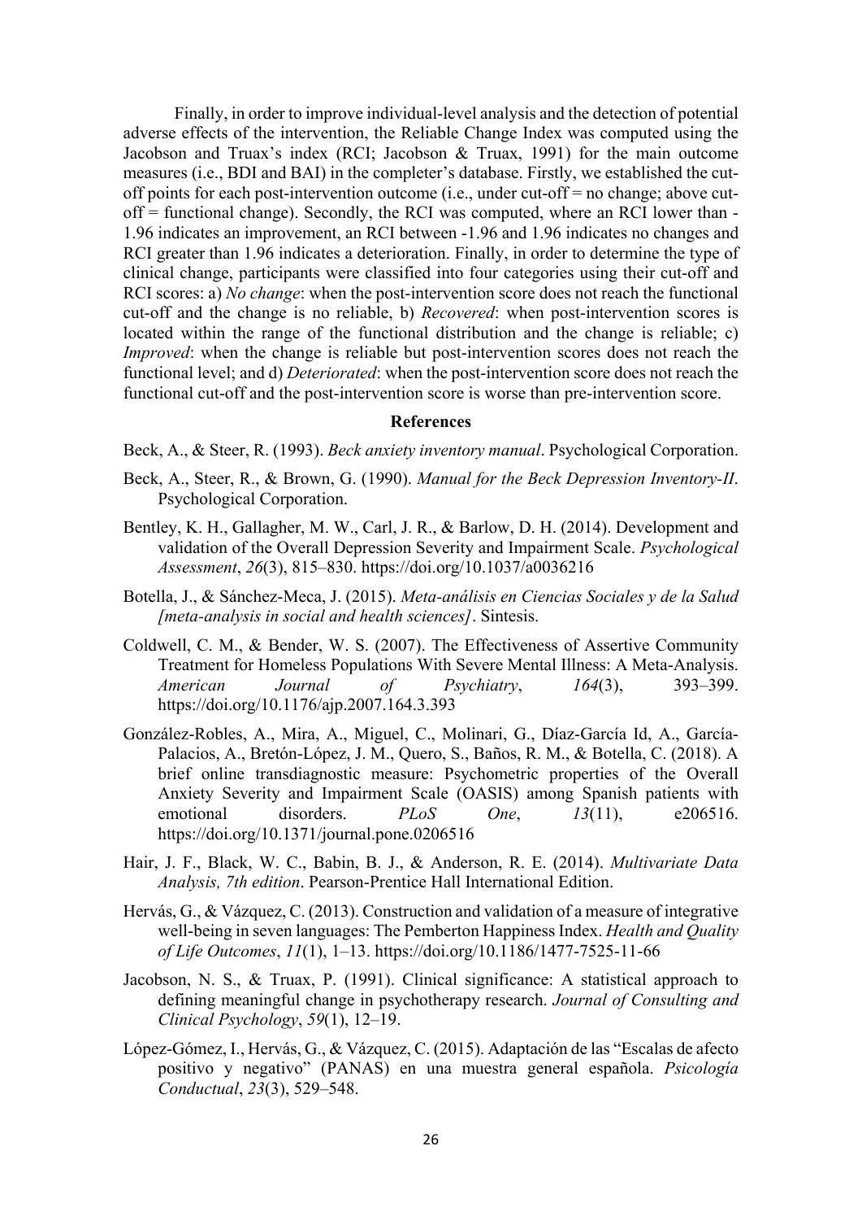Finally, in order to improve individual-level analysis and the detection of potential adverse effects of the intervention, the Reliable Change Index was computed using the Jacobson and Truax's index (RCI; Jacobson & Truax, 1991) for the main outcome measures (i.e., BDI and BAI) in the completer's database. Firstly, we established the cut-off points for each post-intervention outcome (i.e., under cut-off = no change; above cut-off = functional change). Secondly, the RCI was computed, where an RCI lower than -1.96 indicates an improvement, an RCI between -1.96 and 1.96 indicates no changes and RCI greater than 1.96 indicates a deterioration. Finally, in order to determine the type of clinical change, participants were classified into four categories using their cut-off and RCI scores: a) *No change*: when the post-intervention score does not reach the functional cut-off and the change is no reliable, b) *Recovered*: when post-intervention scores is located within the range of the functional distribution and the change is reliable; c) *Improved*: when the change is reliable but post-intervention scores does not reach the functional level; and d) *Deteriorated*: when the post-intervention score does not reach the functional cut-off and the post-intervention score is worse than pre-intervention score.

## References

Beck, A., & Steer, R. (1993). *Beck anxiety inventory manual*. Psychological Corporation.

Beck, A., Steer, R., & Brown, G. (1990). *Manual for the Beck Depression Inventory-II*. Psychological Corporation.

Bentley, K. H., Gallagher, M. W., Carl, J. R., & Barlow, D. H. (2014). Development and validation of the Overall Depression Severity and Impairment Scale. *Psychological Assessment*, *26*(3), 815–830. https://doi.org/10.1037/a0036216

Botella, J., & Sánchez-Meca, J. (2015). *Meta-análisis en Ciencias Sociales y de la Salud [meta-analysis in social and health sciences]*. Sintesis.

Coldwell, C. M., & Bender, W. S. (2007). The Effectiveness of Assertive Community Treatment for Homeless Populations With Severe Mental Illness: A Meta-Analysis. *American Journal of Psychiatry*, *164*(3), 393–399. https://doi.org/10.1176/ajp.2007.164.3.393

González-Robles, A., Mira, A., Miguel, C., Molinari, G., Díaz-García Id, A., García-Palacios, A., Bretón-López, J. M., Quero, S., Baños, R. M., & Botella, C. (2018). A brief online transdiagnostic measure: Psychometric properties of the Overall Anxiety Severity and Impairment Scale (OASIS) among Spanish patients with emotional disorders. *PLoS One*, *13*(11), e206516. https://doi.org/10.1371/journal.pone.0206516

Hair, J. F., Black, W. C., Babin, B. J., & Anderson, R. E. (2014). *Multivariate Data Analysis, 7th edition*. Pearson-Prentice Hall International Edition.

Hervás, G., & Vázquez, C. (2013). Construction and validation of a measure of integrative well-being in seven languages: The Pemberton Happiness Index. *Health and Quality of Life Outcomes*, *11*(1), 1–13. https://doi.org/10.1186/1477-7525-11-66

Jacobson, N. S., & Truax, P. (1991). Clinical significance: A statistical approach to defining meaningful change in psychotherapy research. *Journal of Consulting and Clinical Psychology*, *59*(1), 12–19.

López-Gómez, I., Hervás, G., & Vázquez, C. (2015). Adaptación de las "Escalas de afecto positivo y negativo" (PANAS) en una muestra general española. *Psicología Conductual*, *23*(3), 529–548.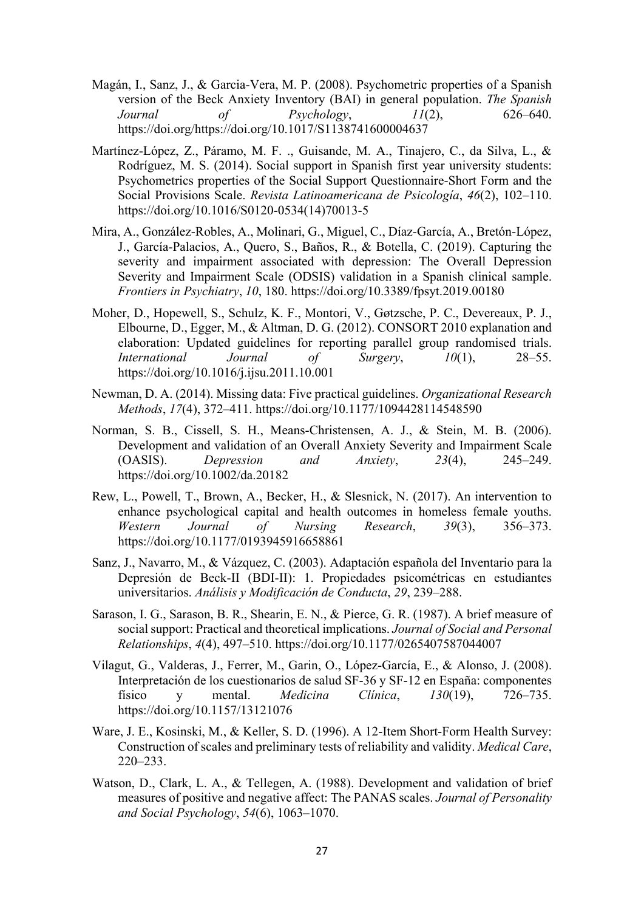Magán, I., Sanz, J., & Garcia-Vera, M. P. (2008). Psychometric properties of a Spanish version of the Beck Anxiety Inventory (BAI) in general population. *The Spanish Journal of Psychology*, *11*(2), 626–640. https://doi.org/https://doi.org/10.1017/S1138741600004637

Martínez-López, Z., Páramo, M. F. ., Guisande, M. A., Tinajero, C., da Silva, L., & Rodríguez, M. S. (2014). Social support in Spanish first year university students: Psychometrics properties of the Social Support Questionnaire-Short Form and the Social Provisions Scale. *Revista Latinoamericana de Psicología*, *46*(2), 102–110. https://doi.org/10.1016/S0120-0534(14)70013-5

Mira, A., González-Robles, A., Molinari, G., Miguel, C., Díaz-García, A., Bretón-López, J., García-Palacios, A., Quero, S., Baños, R., & Botella, C. (2019). Capturing the severity and impairment associated with depression: The Overall Depression Severity and Impairment Scale (ODSIS) validation in a Spanish clinical sample. *Frontiers in Psychiatry*, *10*, 180. https://doi.org/10.3389/fpsyt.2019.00180

Moher, D., Hopewell, S., Schulz, K. F., Montori, V., Gøtzsche, P. C., Devereaux, P. J., Elbourne, D., Egger, M., & Altman, D. G. (2012). CONSORT 2010 explanation and elaboration: Updated guidelines for reporting parallel group randomised trials. *International Journal of Surgery*, *10*(1), 28–55. https://doi.org/10.1016/j.ijsu.2011.10.001

Newman, D. A. (2014). Missing data: Five practical guidelines. *Organizational Research Methods*, *17*(4), 372–411. https://doi.org/10.1177/1094428114548590

Norman, S. B., Cissell, S. H., Means-Christensen, A. J., & Stein, M. B. (2006). Development and validation of an Overall Anxiety Severity and Impairment Scale (OASIS). *Depression and Anxiety*, *23*(4), 245–249. https://doi.org/10.1002/da.20182

Rew, L., Powell, T., Brown, A., Becker, H., & Slesnick, N. (2017). An intervention to enhance psychological capital and health outcomes in homeless female youths. *Western Journal of Nursing Research*, *39*(3), 356–373. https://doi.org/10.1177/0193945916658861

Sanz, J., Navarro, M., & Vázquez, C. (2003). Adaptación española del Inventario para la Depresión de Beck-II (BDI-II): 1. Propiedades psicométricas en estudiantes universitarios. *Análisis y Modificación de Conducta*, *29*, 239–288.

Sarason, I. G., Sarason, B. R., Shearin, E. N., & Pierce, G. R. (1987). A brief measure of social support: Practical and theoretical implications. *Journal of Social and Personal Relationships*, *4*(4), 497–510. https://doi.org/10.1177/0265407587044007

Vilagut, G., Valderas, J., Ferrer, M., Garin, O., López-García, E., & Alonso, J. (2008). Interpretación de los cuestionarios de salud SF-36 y SF-12 en España: componentes físico y mental. *Medicina Clínica*, *130*(19), 726–735. https://doi.org/10.1157/13121076

Ware, J. E., Kosinski, M., & Keller, S. D. (1996). A 12-Item Short-Form Health Survey: Construction of scales and preliminary tests of reliability and validity. *Medical Care*, 220–233.

Watson, D., Clark, L. A., & Tellegen, A. (1988). Development and validation of brief measures of positive and negative affect: The PANAS scales. *Journal of Personality and Social Psychology*, *54*(6), 1063–1070.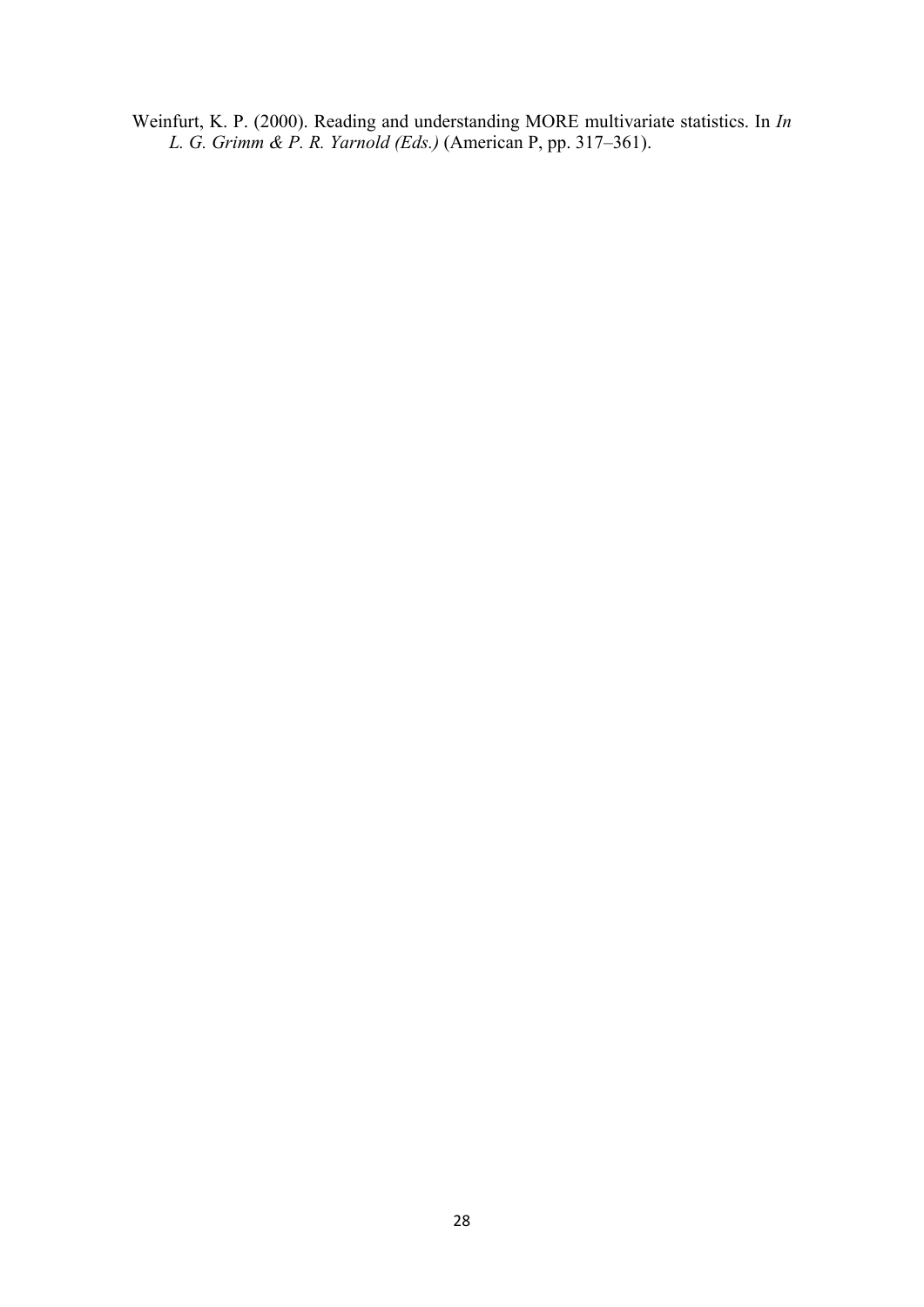Weinfurt, K. P. (2000). Reading and understanding MORE multivariate statistics. In *In L. G. Grimm & P. R. Yarnold (Eds.)* (American P, pp. 317–361).